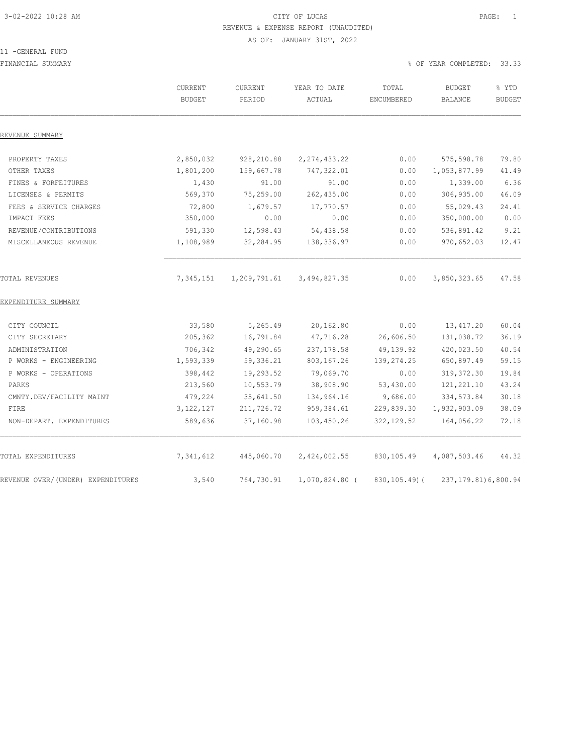# CITY OF LUCAS

## REVENUE & EXPENSE REPORT (UNAUDITED)

AS OF: JANUARY 31ST, 2022

11 -GENERAL FUND

FINANCIAL SUMMARY

% OF YEAR COMPLETED: 33.33

| | CURRENT BUDGET | CURRENT PERIOD | YEAR TO DATE ACTUAL | TOTAL ENCUMBERED | BUDGET BALANCE | % YTD BUDGET |
|---|---|---|---|---|---|---|
| **REVENUE SUMMARY** | | | | | | |
| PROPERTY TAXES | 2,850,032 | 928,210.88 | 2,274,433.22 | 0.00 | 575,598.78 | 79.80 |
| OTHER TAXES | 1,801,200 | 159,667.78 | 747,322.01 | 0.00 | 1,053,877.99 | 41.49 |
| FINES & FORFEITURES | 1,430 | 91.00 | 91.00 | 0.00 | 1,339.00 | 6.36 |
| LICENSES & PERMITS | 569,370 | 75,259.00 | 262,435.00 | 0.00 | 306,935.00 | 46.09 |
| FEES & SERVICE CHARGES | 72,800 | 1,679.57 | 17,770.57 | 0.00 | 55,029.43 | 24.41 |
| IMPACT FEES | 350,000 | 0.00 | 0.00 | 0.00 | 350,000.00 | 0.00 |
| REVENUE/CONTRIBUTIONS | 591,330 | 12,598.43 | 54,438.58 | 0.00 | 536,891.42 | 9.21 |
| MISCELLANEOUS REVENUE | 1,108,989 | 32,284.95 | 138,336.97 | 0.00 | 970,652.03 | 12.47 |
| TOTAL REVENUES | 7,345,151 | 1,209,791.61 | 3,494,827.35 | 0.00 | 3,850,323.65 | 47.58 |
| **EXPENDITURE SUMMARY** | | | | | | |
| CITY COUNCIL | 33,580 | 5,265.49 | 20,162.80 | 0.00 | 13,417.20 | 60.04 |
| CITY SECRETARY | 205,362 | 16,791.84 | 47,716.28 | 26,606.50 | 131,038.72 | 36.19 |
| ADMINISTRATION | 706,342 | 49,290.65 | 237,178.58 | 49,139.92 | 420,023.50 | 40.54 |
| P WORKS - ENGINEERING | 1,593,339 | 59,336.21 | 803,167.26 | 139,274.25 | 650,897.49 | 59.15 |
| P WORKS - OPERATIONS | 398,442 | 19,293.52 | 79,069.70 | 0.00 | 319,372.30 | 19.84 |
| PARKS | 213,560 | 10,553.79 | 38,908.90 | 53,430.00 | 121,221.10 | 43.24 |
| CMNTY.DEV/FACILITY MAINT | 479,224 | 35,641.50 | 134,964.16 | 9,686.00 | 334,573.84 | 30.18 |
| FIRE | 3,122,127 | 211,726.72 | 959,384.61 | 229,839.30 | 1,932,903.09 | 38.09 |
| NON-DEPART. EXPENDITURES | 589,636 | 37,160.98 | 103,450.26 | 322,129.52 | 164,056.22 | 72.18 |
| TOTAL EXPENDITURES | 7,341,612 | 445,060.70 | 2,424,002.55 | 830,105.49 | 4,087,503.46 | 44.32 |
| REVENUE OVER/(UNDER) EXPENDITURES | 3,540 | 764,730.91 | 1,070,824.80 | ( 830,105.49) | ( 237,179.81) | 6,800.94 |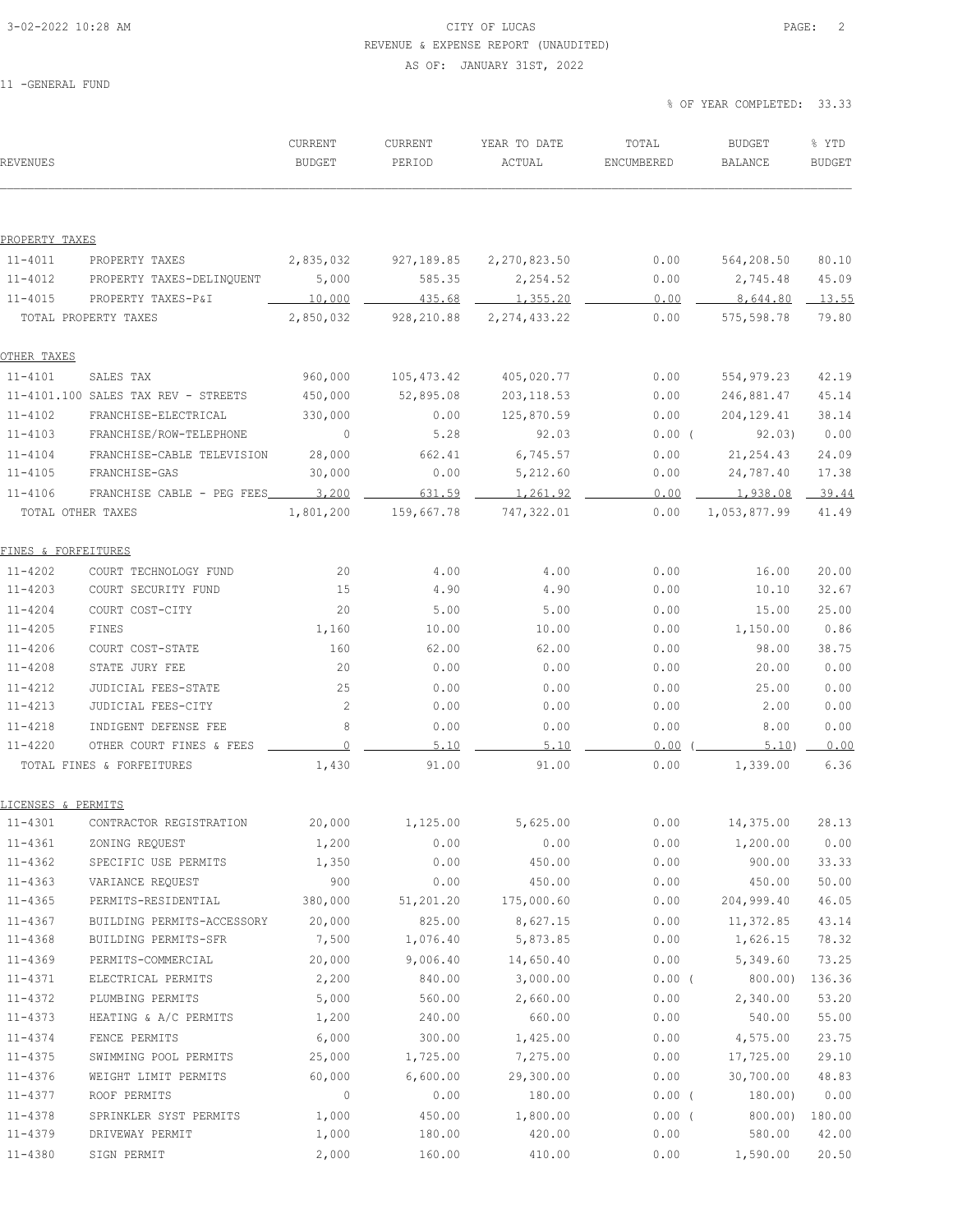CITY OF LUCAS
REVENUE & EXPENSE REPORT (UNAUDITED)
AS OF: JANUARY 31ST, 2022

11 -GENERAL FUND

% OF YEAR COMPLETED: 33.33

| REVENUES | | CURRENT BUDGET | CURRENT PERIOD | YEAR TO DATE ACTUAL | TOTAL ENCUMBERED | BUDGET BALANCE | % YTD BUDGET |
|---|---|---|---|---|---|---|---|
| PROPERTY TAXES | | | | | | | |
| 11-4011 | PROPERTY TAXES | 2,835,032 | 927,189.85 | 2,270,823.50 | 0.00 | 564,208.50 | 80.10 |
| 11-4012 | PROPERTY TAXES-DELINQUENT | 5,000 | 585.35 | 2,254.52 | 0.00 | 2,745.48 | 45.09 |
| 11-4015 | PROPERTY TAXES-P&I | 10,000 | 435.68 | 1,355.20 | 0.00 | 8,644.80 | 13.55 |
| TOTAL PROPERTY TAXES | | 2,850,032 | 928,210.88 | 2,274,433.22 | 0.00 | 575,598.78 | 79.80 |
| OTHER TAXES | | | | | | | |
| 11-4101 | SALES TAX | 960,000 | 105,473.42 | 405,020.77 | 0.00 | 554,979.23 | 42.19 |
| 11-4101.100 | SALES TAX REV - STREETS | 450,000 | 52,895.08 | 203,118.53 | 0.00 | 246,881.47 | 45.14 |
| 11-4102 | FRANCHISE-ELECTRICAL | 330,000 | 0.00 | 125,870.59 | 0.00 | 204,129.41 | 38.14 |
| 11-4103 | FRANCHISE/ROW-TELEPHONE | 0 | 5.28 | 92.03 | 0.00 ( | 92.03) | 0.00 |
| 11-4104 | FRANCHISE-CABLE TELEVISION | 28,000 | 662.41 | 6,745.57 | 0.00 | 21,254.43 | 24.09 |
| 11-4105 | FRANCHISE-GAS | 30,000 | 0.00 | 5,212.60 | 0.00 | 24,787.40 | 17.38 |
| 11-4106 | FRANCHISE CABLE - PEG FEES | 3,200 | 631.59 | 1,261.92 | 0.00 | 1,938.08 | 39.44 |
| TOTAL OTHER TAXES | | 1,801,200 | 159,667.78 | 747,322.01 | 0.00 | 1,053,877.99 | 41.49 |
| FINES & FORFEITURES | | | | | | | |
| 11-4202 | COURT TECHNOLOGY FUND | 20 | 4.00 | 4.00 | 0.00 | 16.00 | 20.00 |
| 11-4203 | COURT SECURITY FUND | 15 | 4.90 | 4.90 | 0.00 | 10.10 | 32.67 |
| 11-4204 | COURT COST-CITY | 20 | 5.00 | 5.00 | 0.00 | 15.00 | 25.00 |
| 11-4205 | FINES | 1,160 | 10.00 | 10.00 | 0.00 | 1,150.00 | 0.86 |
| 11-4206 | COURT COST-STATE | 160 | 62.00 | 62.00 | 0.00 | 98.00 | 38.75 |
| 11-4208 | STATE JURY FEE | 20 | 0.00 | 0.00 | 0.00 | 20.00 | 0.00 |
| 11-4212 | JUDICIAL FEES-STATE | 25 | 0.00 | 0.00 | 0.00 | 25.00 | 0.00 |
| 11-4213 | JUDICIAL FEES-CITY | 2 | 0.00 | 0.00 | 0.00 | 2.00 | 0.00 |
| 11-4218 | INDIGENT DEFENSE FEE | 8 | 0.00 | 0.00 | 0.00 | 8.00 | 0.00 |
| 11-4220 | OTHER COURT FINES & FEES | 0 | 5.10 | 5.10 | 0.00 ( | 5.10) | 0.00 |
| TOTAL FINES & FORFEITURES | | 1,430 | 91.00 | 91.00 | 0.00 | 1,339.00 | 6.36 |
| LICENSES & PERMITS | | | | | | | |
| 11-4301 | CONTRACTOR REGISTRATION | 20,000 | 1,125.00 | 5,625.00 | 0.00 | 14,375.00 | 28.13 |
| 11-4361 | ZONING REQUEST | 1,200 | 0.00 | 0.00 | 0.00 | 1,200.00 | 0.00 |
| 11-4362 | SPECIFIC USE PERMITS | 1,350 | 0.00 | 450.00 | 0.00 | 900.00 | 33.33 |
| 11-4363 | VARIANCE REQUEST | 900 | 0.00 | 450.00 | 0.00 | 450.00 | 50.00 |
| 11-4365 | PERMITS-RESIDENTIAL | 380,000 | 51,201.20 | 175,000.60 | 0.00 | 204,999.40 | 46.05 |
| 11-4367 | BUILDING PERMITS-ACCESSORY | 20,000 | 825.00 | 8,627.15 | 0.00 | 11,372.85 | 43.14 |
| 11-4368 | BUILDING PERMITS-SFR | 7,500 | 1,076.40 | 5,873.85 | 0.00 | 1,626.15 | 78.32 |
| 11-4369 | PERMITS-COMMERCIAL | 20,000 | 9,006.40 | 14,650.40 | 0.00 | 5,349.60 | 73.25 |
| 11-4371 | ELECTRICAL PERMITS | 2,200 | 840.00 | 3,000.00 | 0.00 ( | 800.00) | 136.36 |
| 11-4372 | PLUMBING PERMITS | 5,000 | 560.00 | 2,660.00 | 0.00 | 2,340.00 | 53.20 |
| 11-4373 | HEATING & A/C PERMITS | 1,200 | 240.00 | 660.00 | 0.00 | 540.00 | 55.00 |
| 11-4374 | FENCE PERMITS | 6,000 | 300.00 | 1,425.00 | 0.00 | 4,575.00 | 23.75 |
| 11-4375 | SWIMMING POOL PERMITS | 25,000 | 1,725.00 | 7,275.00 | 0.00 | 17,725.00 | 29.10 |
| 11-4376 | WEIGHT LIMIT PERMITS | 60,000 | 6,600.00 | 29,300.00 | 0.00 | 30,700.00 | 48.83 |
| 11-4377 | ROOF PERMITS | 0 | 0.00 | 180.00 | 0.00 ( | 180.00) | 0.00 |
| 11-4378 | SPRINKLER SYST PERMITS | 1,000 | 450.00 | 1,800.00 | 0.00 ( | 800.00) | 180.00 |
| 11-4379 | DRIVEWAY PERMIT | 1,000 | 180.00 | 420.00 | 0.00 | 580.00 | 42.00 |
| 11-4380 | SIGN PERMIT | 2,000 | 160.00 | 410.00 | 0.00 | 1,590.00 | 20.50 |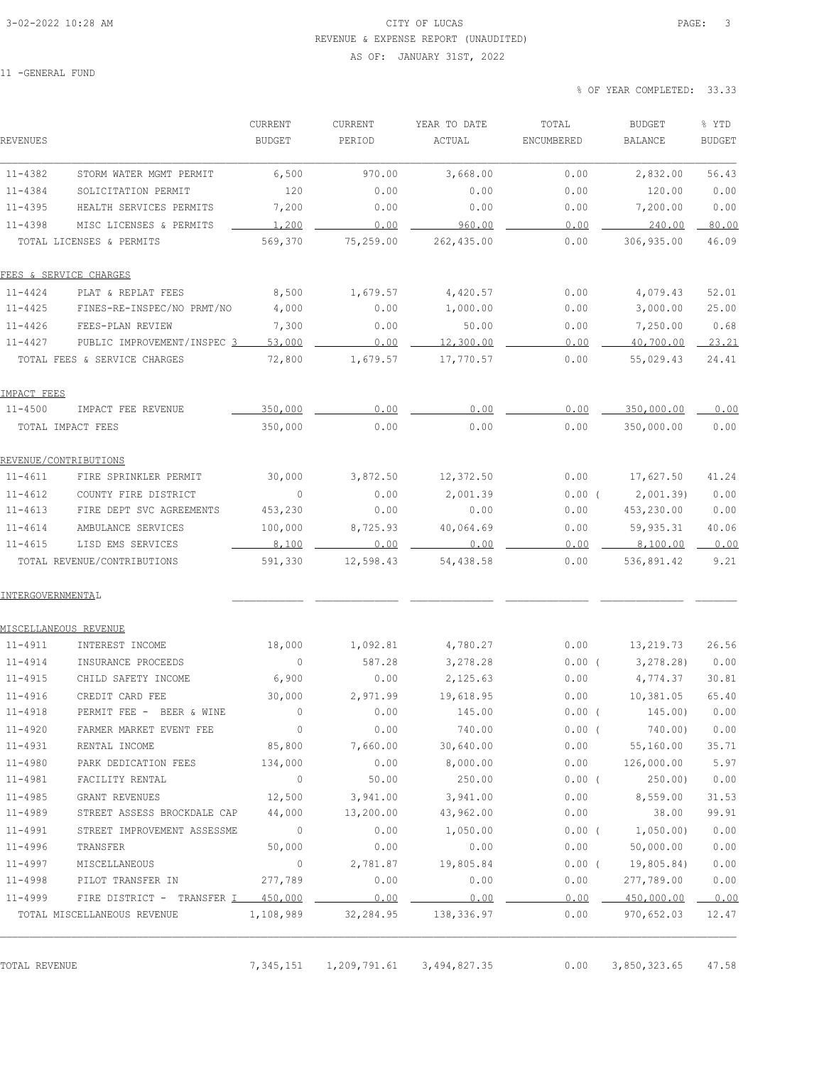CITY OF LUCAS
REVENUE & EXPENSE REPORT (UNAUDITED)
AS OF: JANUARY 31ST, 2022

11 -GENERAL FUND

% OF YEAR COMPLETED: 33.33

| REVENUES | | CURRENT BUDGET | CURRENT PERIOD | YEAR TO DATE ACTUAL | TOTAL ENCUMBERED | BUDGET BALANCE | % YTD BUDGET |
|---|---|---|---|---|---|---|---|
| 11-4382 | STORM WATER MGMT PERMIT | 6,500 | 970.00 | 3,668.00 | 0.00 | 2,832.00 | 56.43 |
| 11-4384 | SOLICITATION PERMIT | 120 | 0.00 | 0.00 | 0.00 | 120.00 | 0.00 |
| 11-4395 | HEALTH SERVICES PERMITS | 7,200 | 0.00 | 0.00 | 0.00 | 7,200.00 | 0.00 |
| 11-4398 | MISC LICENSES & PERMITS | 1,200 | 0.00 | 960.00 | 0.00 | 240.00 | 80.00 |
| | TOTAL LICENSES & PERMITS | 569,370 | 75,259.00 | 262,435.00 | 0.00 | 306,935.00 | 46.09 |
| FEES & SERVICE CHARGES | | | | | | | |
| 11-4424 | PLAT & REPLAT FEES | 8,500 | 1,679.57 | 4,420.57 | 0.00 | 4,079.43 | 52.01 |
| 11-4425 | FINES-RE-INSPEC/NO PRMT/NO | 4,000 | 0.00 | 1,000.00 | 0.00 | 3,000.00 | 25.00 |
| 11-4426 | FEES-PLAN REVIEW | 7,300 | 0.00 | 50.00 | 0.00 | 7,250.00 | 0.68 |
| 11-4427 | PUBLIC IMPROVEMENT/INSPEC 3 | 53,000 | 0.00 | 12,300.00 | 0.00 | 40,700.00 | 23.21 |
| | TOTAL FEES & SERVICE CHARGES | 72,800 | 1,679.57 | 17,770.57 | 0.00 | 55,029.43 | 24.41 |
| IMPACT FEES | | | | | | | |
| 11-4500 | IMPACT FEE REVENUE | 350,000 | 0.00 | 0.00 | 0.00 | 350,000.00 | 0.00 |
| | TOTAL IMPACT FEES | 350,000 | 0.00 | 0.00 | 0.00 | 350,000.00 | 0.00 |
| REVENUE/CONTRIBUTIONS | | | | | | | |
| 11-4611 | FIRE SPRINKLER PERMIT | 30,000 | 3,872.50 | 12,372.50 | 0.00 | 17,627.50 | 41.24 |
| 11-4612 | COUNTY FIRE DISTRICT | 0 | 0.00 | 2,001.39 | 0.00 | ( 2,001.39) | 0.00 |
| 11-4613 | FIRE DEPT SVC AGREEMENTS | 453,230 | 0.00 | 0.00 | 0.00 | 453,230.00 | 0.00 |
| 11-4614 | AMBULANCE SERVICES | 100,000 | 8,725.93 | 40,064.69 | 0.00 | 59,935.31 | 40.06 |
| 11-4615 | LISD EMS SERVICES | 8,100 | 0.00 | 0.00 | 0.00 | 8,100.00 | 0.00 |
| | TOTAL REVENUE/CONTRIBUTIONS | 591,330 | 12,598.43 | 54,438.58 | 0.00 | 536,891.42 | 9.21 |
| INTERGOVERNMENTAL | | | | | | | |
| MISCELLANEOUS REVENUE | | | | | | | |
| 11-4911 | INTEREST INCOME | 18,000 | 1,092.81 | 4,780.27 | 0.00 | 13,219.73 | 26.56 |
| 11-4914 | INSURANCE PROCEEDS | 0 | 587.28 | 3,278.28 | 0.00 | ( 3,278.28) | 0.00 |
| 11-4915 | CHILD SAFETY INCOME | 6,900 | 0.00 | 2,125.63 | 0.00 | 4,774.37 | 30.81 |
| 11-4916 | CREDIT CARD FEE | 30,000 | 2,971.99 | 19,618.95 | 0.00 | 10,381.05 | 65.40 |
| 11-4918 | PERMIT FEE - BEER & WINE | 0 | 0.00 | 145.00 | 0.00 | ( 145.00) | 0.00 |
| 11-4920 | FARMER MARKET EVENT FEE | 0 | 0.00 | 740.00 | 0.00 | ( 740.00) | 0.00 |
| 11-4931 | RENTAL INCOME | 85,800 | 7,660.00 | 30,640.00 | 0.00 | 55,160.00 | 35.71 |
| 11-4980 | PARK DEDICATION FEES | 134,000 | 0.00 | 8,000.00 | 0.00 | 126,000.00 | 5.97 |
| 11-4981 | FACILITY RENTAL | 0 | 50.00 | 250.00 | 0.00 | ( 250.00) | 0.00 |
| 11-4985 | GRANT REVENUES | 12,500 | 3,941.00 | 3,941.00 | 0.00 | 8,559.00 | 31.53 |
| 11-4989 | STREET ASSESS BROCKDALE CAP | 44,000 | 13,200.00 | 43,962.00 | 0.00 | 38.00 | 99.91 |
| 11-4991 | STREET IMPROVEMENT ASSESSME | 0 | 0.00 | 1,050.00 | 0.00 | ( 1,050.00) | 0.00 |
| 11-4996 | TRANSFER | 50,000 | 0.00 | 0.00 | 0.00 | 50,000.00 | 0.00 |
| 11-4997 | MISCELLANEOUS | 0 | 2,781.87 | 19,805.84 | 0.00 | ( 19,805.84) | 0.00 |
| 11-4998 | PILOT TRANSFER IN | 277,789 | 0.00 | 0.00 | 0.00 | 277,789.00 | 0.00 |
| 11-4999 | FIRE DISTRICT - TRANSFER I | 450,000 | 0.00 | 0.00 | 0.00 | 450,000.00 | 0.00 |
| | TOTAL MISCELLANEOUS REVENUE | 1,108,989 | 32,284.95 | 138,336.97 | 0.00 | 970,652.03 | 12.47 |
| TOTAL REVENUE | | 7,345,151 | 1,209,791.61 | 3,494,827.35 | 0.00 | 3,850,323.65 | 47.58 |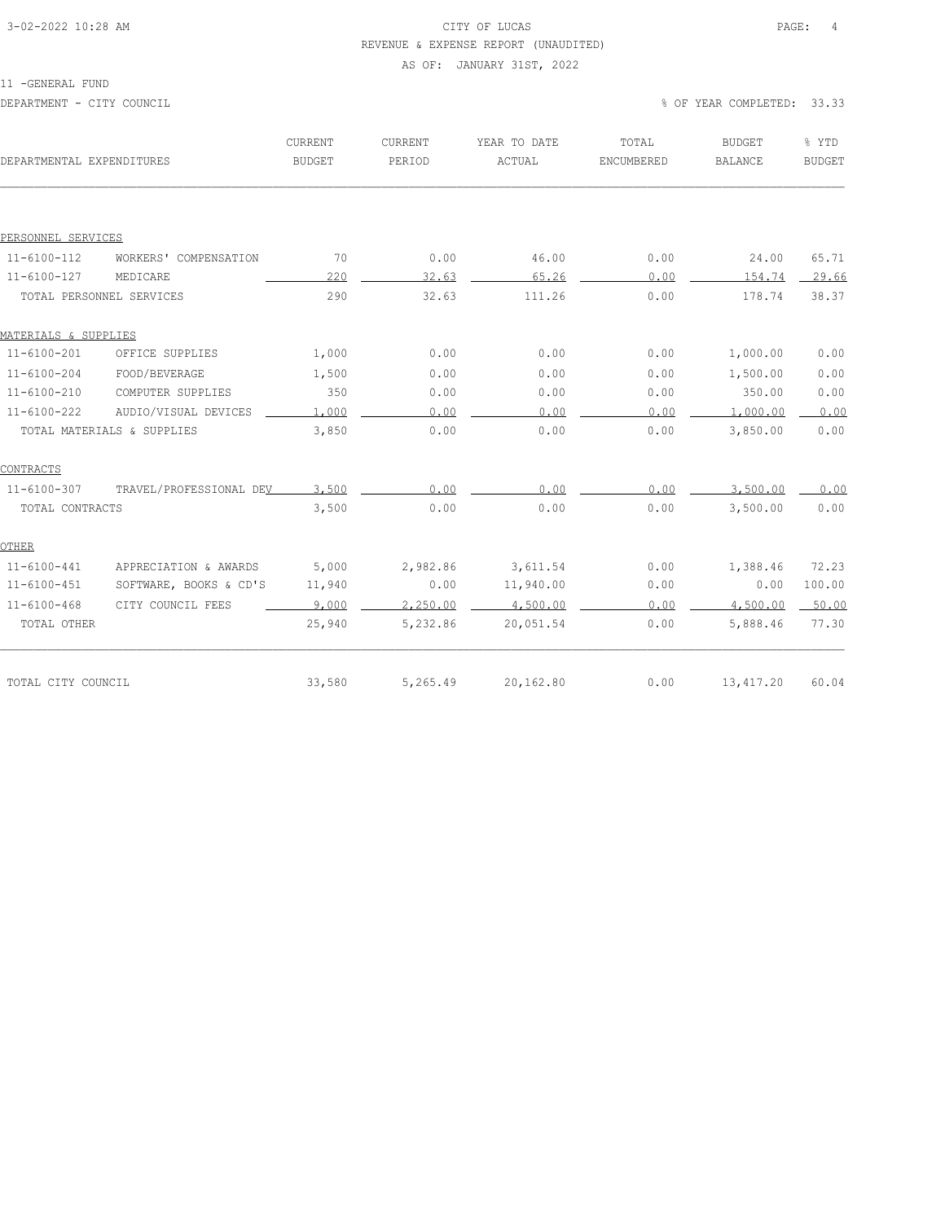CITY OF LUCAS

REVENUE & EXPENSE REPORT (UNAUDITED)

AS OF: JANUARY 31ST, 2022

11 -GENERAL FUND

DEPARTMENT - CITY COUNCIL

% OF YEAR COMPLETED: 33.33

| DEPARTMENTAL EXPENDITURES | | CURRENT BUDGET | CURRENT PERIOD | YEAR TO DATE ACTUAL | TOTAL ENCUMBERED | BUDGET BALANCE | % YTD BUDGET |
|---|---|---|---|---|---|---|---|
| PERSONNEL SERVICES | | | | | | | |
| 11-6100-112 | WORKERS' COMPENSATION | 70 | 0.00 | 46.00 | 0.00 | 24.00 | 65.71 |
| 11-6100-127 | MEDICARE | 220 | 32.63 | 65.26 | 0.00 | 154.74 | 29.66 |
| TOTAL PERSONNEL SERVICES | | 290 | 32.63 | 111.26 | 0.00 | 178.74 | 38.37 |
| MATERIALS & SUPPLIES | | | | | | | |
| 11-6100-201 | OFFICE SUPPLIES | 1,000 | 0.00 | 0.00 | 0.00 | 1,000.00 | 0.00 |
| 11-6100-204 | FOOD/BEVERAGE | 1,500 | 0.00 | 0.00 | 0.00 | 1,500.00 | 0.00 |
| 11-6100-210 | COMPUTER SUPPLIES | 350 | 0.00 | 0.00 | 0.00 | 350.00 | 0.00 |
| 11-6100-222 | AUDIO/VISUAL DEVICES | 1,000 | 0.00 | 0.00 | 0.00 | 1,000.00 | 0.00 |
| TOTAL MATERIALS & SUPPLIES | | 3,850 | 0.00 | 0.00 | 0.00 | 3,850.00 | 0.00 |
| CONTRACTS | | | | | | | |
| 11-6100-307 | TRAVEL/PROFESSIONAL DEV | 3,500 | 0.00 | 0.00 | 0.00 | 3,500.00 | 0.00 |
| TOTAL CONTRACTS | | 3,500 | 0.00 | 0.00 | 0.00 | 3,500.00 | 0.00 |
| OTHER | | | | | | | |
| 11-6100-441 | APPRECIATION & AWARDS | 5,000 | 2,982.86 | 3,611.54 | 0.00 | 1,388.46 | 72.23 |
| 11-6100-451 | SOFTWARE, BOOKS & CD'S | 11,940 | 0.00 | 11,940.00 | 0.00 | 0.00 | 100.00 |
| 11-6100-468 | CITY COUNCIL FEES | 9,000 | 2,250.00 | 4,500.00 | 0.00 | 4,500.00 | 50.00 |
| TOTAL OTHER | | 25,940 | 5,232.86 | 20,051.54 | 0.00 | 5,888.46 | 77.30 |
| TOTAL CITY COUNCIL | | 33,580 | 5,265.49 | 20,162.80 | 0.00 | 13,417.20 | 60.04 |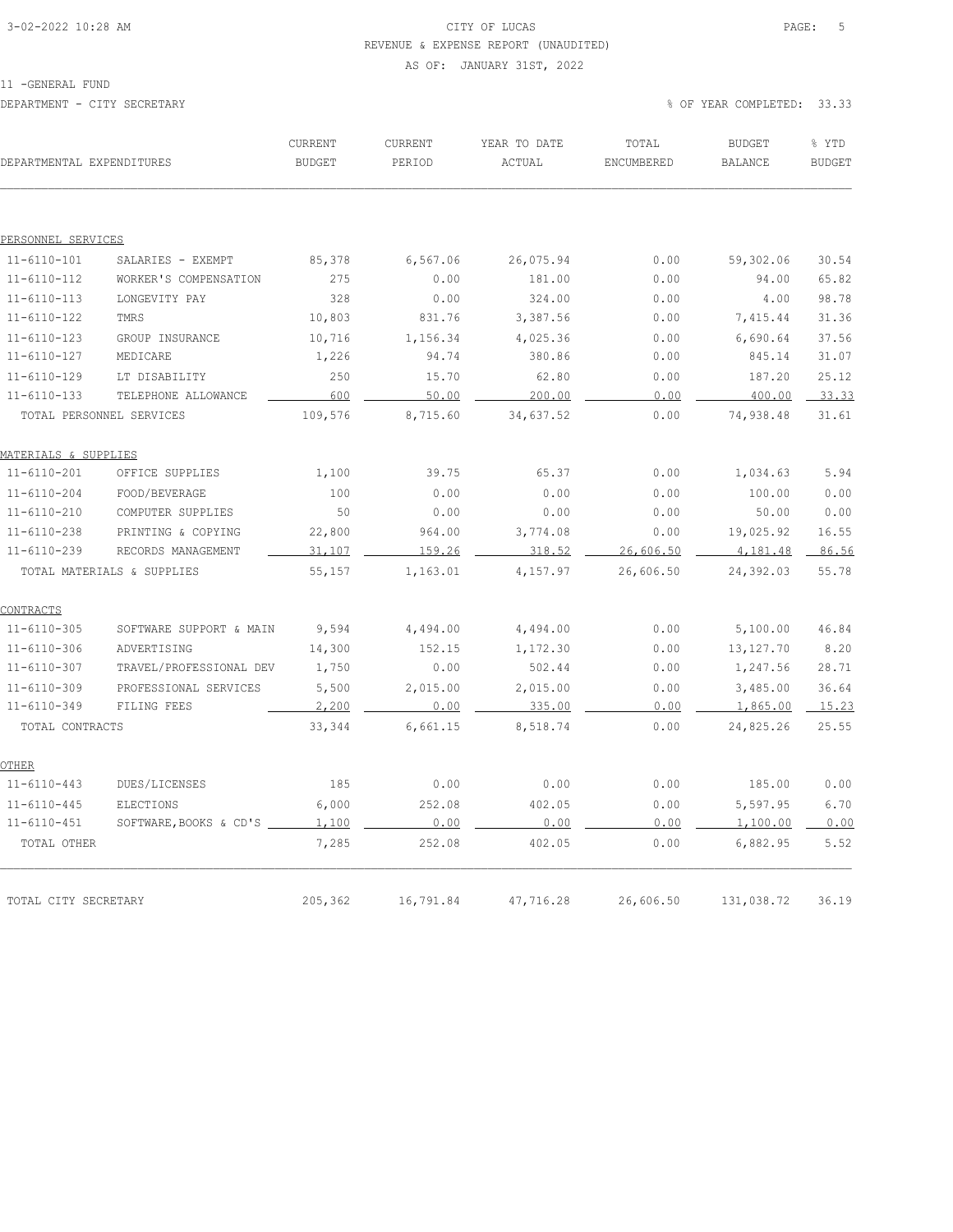CITY OF LUCAS

REVENUE & EXPENSE REPORT (UNAUDITED)

AS OF: JANUARY 31ST, 2022

11 -GENERAL FUND

DEPARTMENT - CITY SECRETARY

% OF YEAR COMPLETED: 33.33

| DEPARTMENTAL EXPENDITURES | | CURRENT BUDGET | CURRENT PERIOD | YEAR TO DATE ACTUAL | TOTAL ENCUMBERED | BUDGET BALANCE | % YTD BUDGET |
|---|---|---|---|---|---|---|---|
| PERSONNEL SERVICES | | | | | | | |
| 11-6110-101 | SALARIES - EXEMPT | 85,378 | 6,567.06 | 26,075.94 | 0.00 | 59,302.06 | 30.54 |
| 11-6110-112 | WORKER'S COMPENSATION | 275 | 0.00 | 181.00 | 0.00 | 94.00 | 65.82 |
| 11-6110-113 | LONGEVITY PAY | 328 | 0.00 | 324.00 | 0.00 | 4.00 | 98.78 |
| 11-6110-122 | TMRS | 10,803 | 831.76 | 3,387.56 | 0.00 | 7,415.44 | 31.36 |
| 11-6110-123 | GROUP INSURANCE | 10,716 | 1,156.34 | 4,025.36 | 0.00 | 6,690.64 | 37.56 |
| 11-6110-127 | MEDICARE | 1,226 | 94.74 | 380.86 | 0.00 | 845.14 | 31.07 |
| 11-6110-129 | LT DISABILITY | 250 | 15.70 | 62.80 | 0.00 | 187.20 | 25.12 |
| 11-6110-133 | TELEPHONE ALLOWANCE | 600 | 50.00 | 200.00 | 0.00 | 400.00 | 33.33 |
| TOTAL PERSONNEL SERVICES | | 109,576 | 8,715.60 | 34,637.52 | 0.00 | 74,938.48 | 31.61 |
| MATERIALS & SUPPLIES | | | | | | | |
| 11-6110-201 | OFFICE SUPPLIES | 1,100 | 39.75 | 65.37 | 0.00 | 1,034.63 | 5.94 |
| 11-6110-204 | FOOD/BEVERAGE | 100 | 0.00 | 0.00 | 0.00 | 100.00 | 0.00 |
| 11-6110-210 | COMPUTER SUPPLIES | 50 | 0.00 | 0.00 | 0.00 | 50.00 | 0.00 |
| 11-6110-238 | PRINTING & COPYING | 22,800 | 964.00 | 3,774.08 | 0.00 | 19,025.92 | 16.55 |
| 11-6110-239 | RECORDS MANAGEMENT | 31,107 | 159.26 | 318.52 | 26,606.50 | 4,181.48 | 86.56 |
| TOTAL MATERIALS & SUPPLIES | | 55,157 | 1,163.01 | 4,157.97 | 26,606.50 | 24,392.03 | 55.78 |
| CONTRACTS | | | | | | | |
| 11-6110-305 | SOFTWARE SUPPORT & MAIN | 9,594 | 4,494.00 | 4,494.00 | 0.00 | 5,100.00 | 46.84 |
| 11-6110-306 | ADVERTISING | 14,300 | 152.15 | 1,172.30 | 0.00 | 13,127.70 | 8.20 |
| 11-6110-307 | TRAVEL/PROFESSIONAL DEV | 1,750 | 0.00 | 502.44 | 0.00 | 1,247.56 | 28.71 |
| 11-6110-309 | PROFESSIONAL SERVICES | 5,500 | 2,015.00 | 2,015.00 | 0.00 | 3,485.00 | 36.64 |
| 11-6110-349 | FILING FEES | 2,200 | 0.00 | 335.00 | 0.00 | 1,865.00 | 15.23 |
| TOTAL CONTRACTS | | 33,344 | 6,661.15 | 8,518.74 | 0.00 | 24,825.26 | 25.55 |
| OTHER | | | | | | | |
| 11-6110-443 | DUES/LICENSES | 185 | 0.00 | 0.00 | 0.00 | 185.00 | 0.00 |
| 11-6110-445 | ELECTIONS | 6,000 | 252.08 | 402.05 | 0.00 | 5,597.95 | 6.70 |
| 11-6110-451 | SOFTWARE,BOOKS & CD'S | 1,100 | 0.00 | 0.00 | 0.00 | 1,100.00 | 0.00 |
| TOTAL OTHER | | 7,285 | 252.08 | 402.05 | 0.00 | 6,882.95 | 5.52 |
| TOTAL CITY SECRETARY | | 205,362 | 16,791.84 | 47,716.28 | 26,606.50 | 131,038.72 | 36.19 |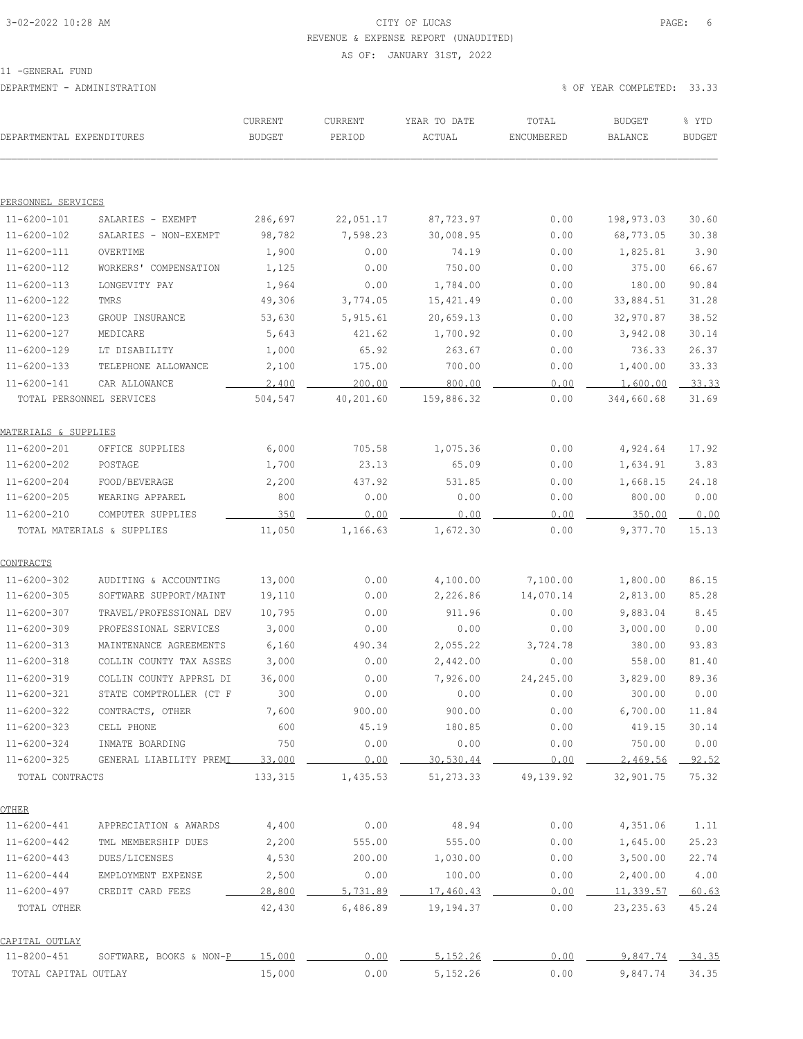CITY OF LUCAS
REVENUE & EXPENSE REPORT (UNAUDITED)
AS OF: JANUARY 31ST, 2022

11 -GENERAL FUND
DEPARTMENT - ADMINISTRATION

% OF YEAR COMPLETED: 33.33

| DEPARTMENTAL EXPENDITURES | | CURRENT BUDGET | CURRENT PERIOD | YEAR TO DATE ACTUAL | TOTAL ENCUMBERED | BUDGET BALANCE | % YTD BUDGET |
|---|---|---|---|---|---|---|---|
| PERSONNEL SERVICES | | | | | | | |
| 11-6200-101 | SALARIES - EXEMPT | 286,697 | 22,051.17 | 87,723.97 | 0.00 | 198,973.03 | 30.60 |
| 11-6200-102 | SALARIES - NON-EXEMPT | 98,782 | 7,598.23 | 30,008.95 | 0.00 | 68,773.05 | 30.38 |
| 11-6200-111 | OVERTIME | 1,900 | 0.00 | 74.19 | 0.00 | 1,825.81 | 3.90 |
| 11-6200-112 | WORKERS' COMPENSATION | 1,125 | 0.00 | 750.00 | 0.00 | 375.00 | 66.67 |
| 11-6200-113 | LONGEVITY PAY | 1,964 | 0.00 | 1,784.00 | 0.00 | 180.00 | 90.84 |
| 11-6200-122 | TMRS | 49,306 | 3,774.05 | 15,421.49 | 0.00 | 33,884.51 | 31.28 |
| 11-6200-123 | GROUP INSURANCE | 53,630 | 5,915.61 | 20,659.13 | 0.00 | 32,970.87 | 38.52 |
| 11-6200-127 | MEDICARE | 5,643 | 421.62 | 1,700.92 | 0.00 | 3,942.08 | 30.14 |
| 11-6200-129 | LT DISABILITY | 1,000 | 65.92 | 263.67 | 0.00 | 736.33 | 26.37 |
| 11-6200-133 | TELEPHONE ALLOWANCE | 2,100 | 175.00 | 700.00 | 0.00 | 1,400.00 | 33.33 |
| 11-6200-141 | CAR ALLOWANCE | 2,400 | 200.00 | 800.00 | 0.00 | 1,600.00 | 33.33 |
| TOTAL PERSONNEL SERVICES | | 504,547 | 40,201.60 | 159,886.32 | 0.00 | 344,660.68 | 31.69 |
| MATERIALS & SUPPLIES | | | | | | | |
| 11-6200-201 | OFFICE SUPPLIES | 6,000 | 705.58 | 1,075.36 | 0.00 | 4,924.64 | 17.92 |
| 11-6200-202 | POSTAGE | 1,700 | 23.13 | 65.09 | 0.00 | 1,634.91 | 3.83 |
| 11-6200-204 | FOOD/BEVERAGE | 2,200 | 437.92 | 531.85 | 0.00 | 1,668.15 | 24.18 |
| 11-6200-205 | WEARING APPAREL | 800 | 0.00 | 0.00 | 0.00 | 800.00 | 0.00 |
| 11-6200-210 | COMPUTER SUPPLIES | 350 | 0.00 | 0.00 | 0.00 | 350.00 | 0.00 |
| TOTAL MATERIALS & SUPPLIES | | 11,050 | 1,166.63 | 1,672.30 | 0.00 | 9,377.70 | 15.13 |
| CONTRACTS | | | | | | | |
| 11-6200-302 | AUDITING & ACCOUNTING | 13,000 | 0.00 | 4,100.00 | 7,100.00 | 1,800.00 | 86.15 |
| 11-6200-305 | SOFTWARE SUPPORT/MAINT | 19,110 | 0.00 | 2,226.86 | 14,070.14 | 2,813.00 | 85.28 |
| 11-6200-307 | TRAVEL/PROFESSIONAL DEV | 10,795 | 0.00 | 911.96 | 0.00 | 9,883.04 | 8.45 |
| 11-6200-309 | PROFESSIONAL SERVICES | 3,000 | 0.00 | 0.00 | 0.00 | 3,000.00 | 0.00 |
| 11-6200-313 | MAINTENANCE AGREEMENTS | 6,160 | 490.34 | 2,055.22 | 3,724.78 | 380.00 | 93.83 |
| 11-6200-318 | COLLIN COUNTY TAX ASSES | 3,000 | 0.00 | 2,442.00 | 0.00 | 558.00 | 81.40 |
| 11-6200-319 | COLLIN COUNTY APPRSL DI | 36,000 | 0.00 | 7,926.00 | 24,245.00 | 3,829.00 | 89.36 |
| 11-6200-321 | STATE COMPTROLLER (CT F | 300 | 0.00 | 0.00 | 0.00 | 300.00 | 0.00 |
| 11-6200-322 | CONTRACTS, OTHER | 7,600 | 900.00 | 900.00 | 0.00 | 6,700.00 | 11.84 |
| 11-6200-323 | CELL PHONE | 600 | 45.19 | 180.85 | 0.00 | 419.15 | 30.14 |
| 11-6200-324 | INMATE BOARDING | 750 | 0.00 | 0.00 | 0.00 | 750.00 | 0.00 |
| 11-6200-325 | GENERAL LIABILITY PREMI | 33,000 | 0.00 | 30,530.44 | 0.00 | 2,469.56 | 92.52 |
| TOTAL CONTRACTS | | 133,315 | 1,435.53 | 51,273.33 | 49,139.92 | 32,901.75 | 75.32 |
| OTHER | | | | | | | |
| 11-6200-441 | APPRECIATION & AWARDS | 4,400 | 0.00 | 48.94 | 0.00 | 4,351.06 | 1.11 |
| 11-6200-442 | TML MEMBERSHIP DUES | 2,200 | 555.00 | 555.00 | 0.00 | 1,645.00 | 25.23 |
| 11-6200-443 | DUES/LICENSES | 4,530 | 200.00 | 1,030.00 | 0.00 | 3,500.00 | 22.74 |
| 11-6200-444 | EMPLOYMENT EXPENSE | 2,500 | 0.00 | 100.00 | 0.00 | 2,400.00 | 4.00 |
| 11-6200-497 | CREDIT CARD FEES | 28,800 | 5,731.89 | 17,460.43 | 0.00 | 11,339.57 | 60.63 |
| TOTAL OTHER | | 42,430 | 6,486.89 | 19,194.37 | 0.00 | 23,235.63 | 45.24 |
| CAPITAL OUTLAY | | | | | | | |
| 11-8200-451 | SOFTWARE, BOOKS & NON-P | 15,000 | 0.00 | 5,152.26 | 0.00 | 9,847.74 | 34.35 |
| TOTAL CAPITAL OUTLAY | | 15,000 | 0.00 | 5,152.26 | 0.00 | 9,847.74 | 34.35 |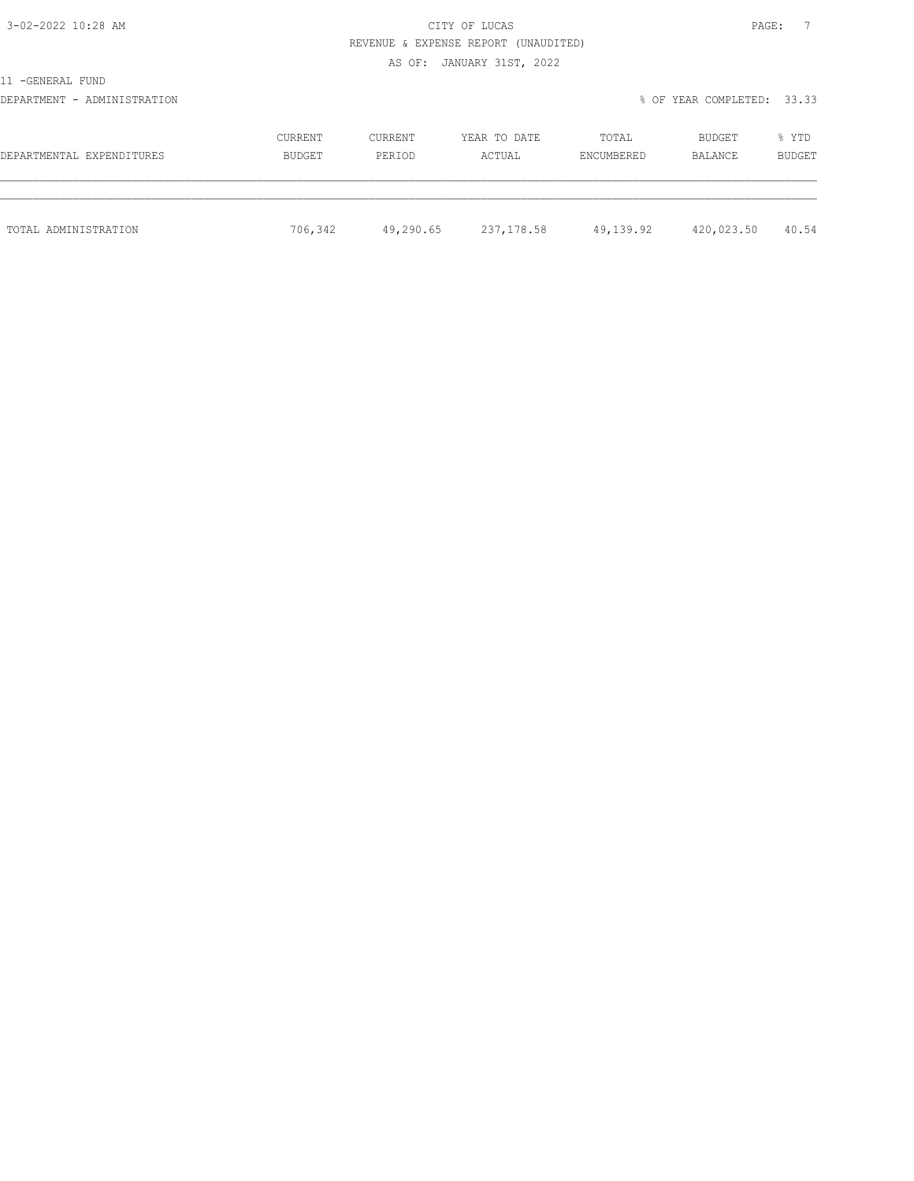REVENUE & EXPENSE REPORT (UNAUDITED)

AS OF: JANUARY 31ST, 2022

11 -GENERAL FUND

DEPARTMENT - ADMINISTRATION

% OF YEAR COMPLETED: 33.33

| DEPARTMENTAL EXPENDITURES | CURRENT BUDGET | CURRENT PERIOD | YEAR TO DATE ACTUAL | TOTAL ENCUMBERED | BUDGET BALANCE | % YTD BUDGET |
|---|---|---|---|---|---|---|
| TOTAL ADMINISTRATION | 706,342 | 49,290.65 | 237,178.58 | 49,139.92 | 420,023.50 | 40.54 |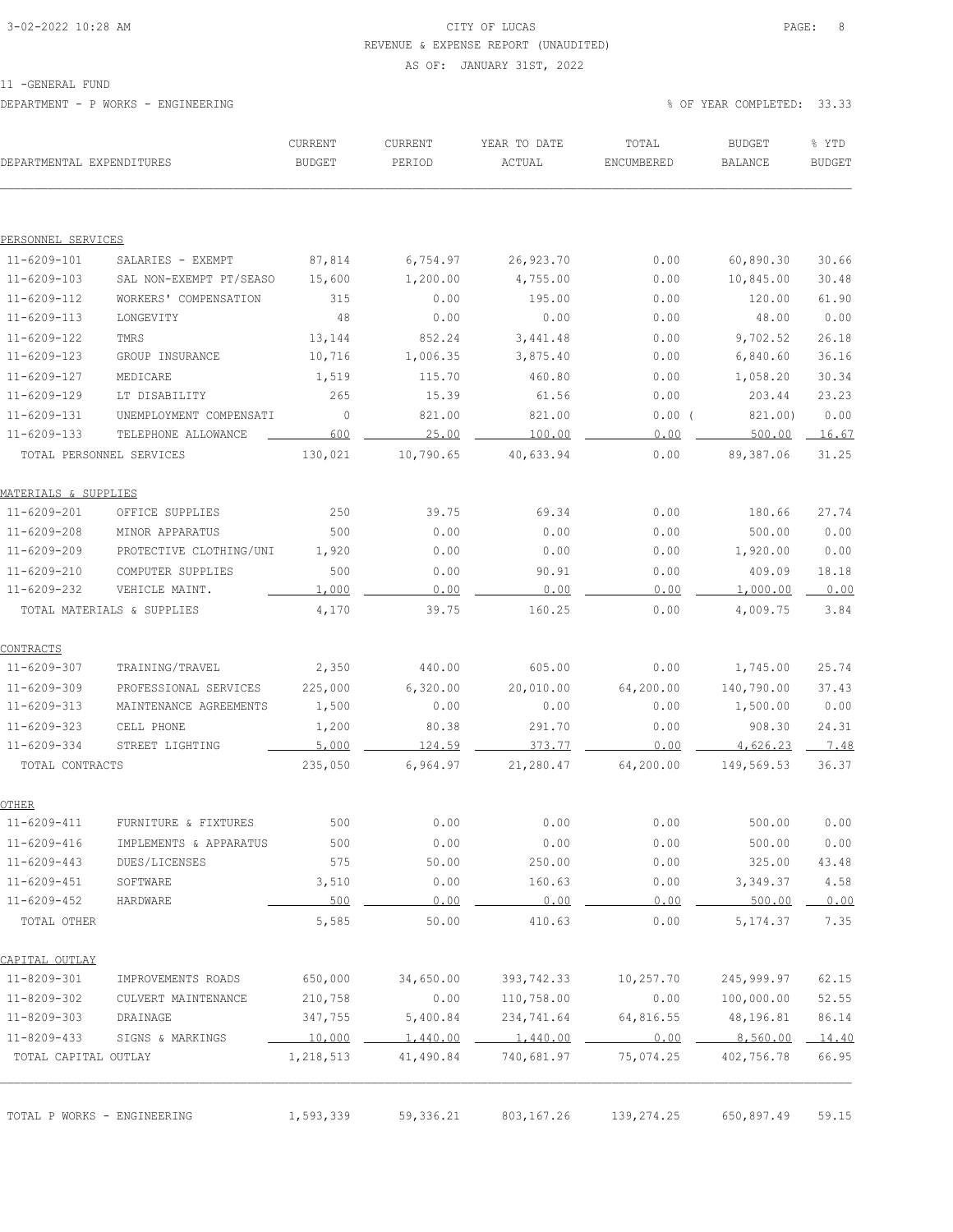CITY OF LUCAS
REVENUE & EXPENSE REPORT (UNAUDITED)
AS OF: JANUARY 31ST, 2022

11 -GENERAL FUND

DEPARTMENT - P WORKS - ENGINEERING

% OF YEAR COMPLETED: 33.33

| DEPARTMENTAL EXPENDITURES | | CURRENT BUDGET | CURRENT PERIOD | YEAR TO DATE ACTUAL | TOTAL ENCUMBERED | BUDGET BALANCE | % YTD BUDGET |
|---|---|---|---|---|---|---|---|
| PERSONNEL SERVICES | | | | | | | |
| 11-6209-101 | SALARIES - EXEMPT | 87,814 | 6,754.97 | 26,923.70 | 0.00 | 60,890.30 | 30.66 |
| 11-6209-103 | SAL NON-EXEMPT PT/SEASO | 15,600 | 1,200.00 | 4,755.00 | 0.00 | 10,845.00 | 30.48 |
| 11-6209-112 | WORKERS' COMPENSATION | 315 | 0.00 | 195.00 | 0.00 | 120.00 | 61.90 |
| 11-6209-113 | LONGEVITY | 48 | 0.00 | 0.00 | 0.00 | 48.00 | 0.00 |
| 11-6209-122 | TMRS | 13,144 | 852.24 | 3,441.48 | 0.00 | 9,702.52 | 26.18 |
| 11-6209-123 | GROUP INSURANCE | 10,716 | 1,006.35 | 3,875.40 | 0.00 | 6,840.60 | 36.16 |
| 11-6209-127 | MEDICARE | 1,519 | 115.70 | 460.80 | 0.00 | 1,058.20 | 30.34 |
| 11-6209-129 | LT DISABILITY | 265 | 15.39 | 61.56 | 0.00 | 203.44 | 23.23 |
| 11-6209-131 | UNEMPLOYMENT COMPENSATI | 0 | 821.00 | 821.00 | 0.00 | ( 821.00) | 0.00 |
| 11-6209-133 | TELEPHONE ALLOWANCE | 600 | 25.00 | 100.00 | 0.00 | 500.00 | 16.67 |
| TOTAL PERSONNEL SERVICES | | 130,021 | 10,790.65 | 40,633.94 | 0.00 | 89,387.06 | 31.25 |
| MATERIALS & SUPPLIES | | | | | | | |
| 11-6209-201 | OFFICE SUPPLIES | 250 | 39.75 | 69.34 | 0.00 | 180.66 | 27.74 |
| 11-6209-208 | MINOR APPARATUS | 500 | 0.00 | 0.00 | 0.00 | 500.00 | 0.00 |
| 11-6209-209 | PROTECTIVE CLOTHING/UNI | 1,920 | 0.00 | 0.00 | 0.00 | 1,920.00 | 0.00 |
| 11-6209-210 | COMPUTER SUPPLIES | 500 | 0.00 | 90.91 | 0.00 | 409.09 | 18.18 |
| 11-6209-232 | VEHICLE MAINT. | 1,000 | 0.00 | 0.00 | 0.00 | 1,000.00 | 0.00 |
| TOTAL MATERIALS & SUPPLIES | | 4,170 | 39.75 | 160.25 | 0.00 | 4,009.75 | 3.84 |
| CONTRACTS | | | | | | | |
| 11-6209-307 | TRAINING/TRAVEL | 2,350 | 440.00 | 605.00 | 0.00 | 1,745.00 | 25.74 |
| 11-6209-309 | PROFESSIONAL SERVICES | 225,000 | 6,320.00 | 20,010.00 | 64,200.00 | 140,790.00 | 37.43 |
| 11-6209-313 | MAINTENANCE AGREEMENTS | 1,500 | 0.00 | 0.00 | 0.00 | 1,500.00 | 0.00 |
| 11-6209-323 | CELL PHONE | 1,200 | 80.38 | 291.70 | 0.00 | 908.30 | 24.31 |
| 11-6209-334 | STREET LIGHTING | 5,000 | 124.59 | 373.77 | 0.00 | 4,626.23 | 7.48 |
| TOTAL CONTRACTS | | 235,050 | 6,964.97 | 21,280.47 | 64,200.00 | 149,569.53 | 36.37 |
| OTHER | | | | | | | |
| 11-6209-411 | FURNITURE & FIXTURES | 500 | 0.00 | 0.00 | 0.00 | 500.00 | 0.00 |
| 11-6209-416 | IMPLEMENTS & APPARATUS | 500 | 0.00 | 0.00 | 0.00 | 500.00 | 0.00 |
| 11-6209-443 | DUES/LICENSES | 575 | 50.00 | 250.00 | 0.00 | 325.00 | 43.48 |
| 11-6209-451 | SOFTWARE | 3,510 | 0.00 | 160.63 | 0.00 | 3,349.37 | 4.58 |
| 11-6209-452 | HARDWARE | 500 | 0.00 | 0.00 | 0.00 | 500.00 | 0.00 |
| TOTAL OTHER | | 5,585 | 50.00 | 410.63 | 0.00 | 5,174.37 | 7.35 |
| CAPITAL OUTLAY | | | | | | | |
| 11-8209-301 | IMPROVEMENTS ROADS | 650,000 | 34,650.00 | 393,742.33 | 10,257.70 | 245,999.97 | 62.15 |
| 11-8209-302 | CULVERT MAINTENANCE | 210,758 | 0.00 | 110,758.00 | 0.00 | 100,000.00 | 52.55 |
| 11-8209-303 | DRAINAGE | 347,755 | 5,400.84 | 234,741.64 | 64,816.55 | 48,196.81 | 86.14 |
| 11-8209-433 | SIGNS & MARKINGS | 10,000 | 1,440.00 | 1,440.00 | 0.00 | 8,560.00 | 14.40 |
| TOTAL CAPITAL OUTLAY | | 1,218,513 | 41,490.84 | 740,681.97 | 75,074.25 | 402,756.78 | 66.95 |
| TOTAL P WORKS - ENGINEERING | | 1,593,339 | 59,336.21 | 803,167.26 | 139,274.25 | 650,897.49 | 59.15 |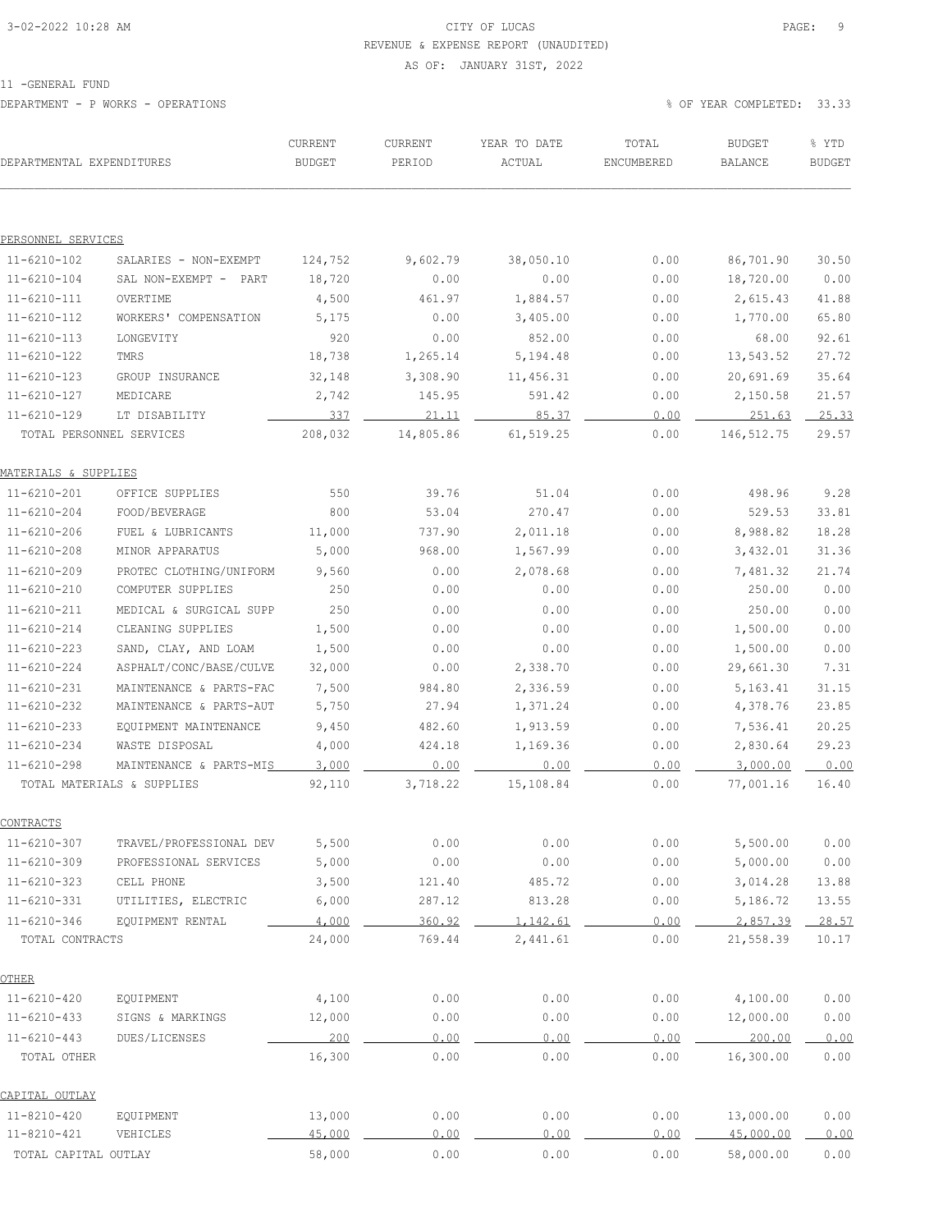CITY OF LUCAS
REVENUE & EXPENSE REPORT (UNAUDITED)
AS OF: JANUARY 31ST, 2022

11 -GENERAL FUND

DEPARTMENT - P WORKS - OPERATIONS

% OF YEAR COMPLETED: 33.33

| DEPARTMENTAL EXPENDITURES | | CURRENT BUDGET | CURRENT PERIOD | YEAR TO DATE ACTUAL | TOTAL ENCUMBERED | BUDGET BALANCE | % YTD BUDGET |
|---|---|---|---|---|---|---|---|
| PERSONNEL SERVICES | | | | | | | |
| 11-6210-102 | SALARIES - NON-EXEMPT | 124,752 | 9,602.79 | 38,050.10 | 0.00 | 86,701.90 | 30.50 |
| 11-6210-104 | SAL NON-EXEMPT - PART | 18,720 | 0.00 | 0.00 | 0.00 | 18,720.00 | 0.00 |
| 11-6210-111 | OVERTIME | 4,500 | 461.97 | 1,884.57 | 0.00 | 2,615.43 | 41.88 |
| 11-6210-112 | WORKERS' COMPENSATION | 5,175 | 0.00 | 3,405.00 | 0.00 | 1,770.00 | 65.80 |
| 11-6210-113 | LONGEVITY | 920 | 0.00 | 852.00 | 0.00 | 68.00 | 92.61 |
| 11-6210-122 | TMRS | 18,738 | 1,265.14 | 5,194.48 | 0.00 | 13,543.52 | 27.72 |
| 11-6210-123 | GROUP INSURANCE | 32,148 | 3,308.90 | 11,456.31 | 0.00 | 20,691.69 | 35.64 |
| 11-6210-127 | MEDICARE | 2,742 | 145.95 | 591.42 | 0.00 | 2,150.58 | 21.57 |
| 11-6210-129 | LT DISABILITY | 337 | 21.11 | 85.37 | 0.00 | 251.63 | 25.33 |
| TOTAL PERSONNEL SERVICES | | 208,032 | 14,805.86 | 61,519.25 | 0.00 | 146,512.75 | 29.57 |
| MATERIALS & SUPPLIES | | | | | | | |
| 11-6210-201 | OFFICE SUPPLIES | 550 | 39.76 | 51.04 | 0.00 | 498.96 | 9.28 |
| 11-6210-204 | FOOD/BEVERAGE | 800 | 53.04 | 270.47 | 0.00 | 529.53 | 33.81 |
| 11-6210-206 | FUEL & LUBRICANTS | 11,000 | 737.90 | 2,011.18 | 0.00 | 8,988.82 | 18.28 |
| 11-6210-208 | MINOR APPARATUS | 5,000 | 968.00 | 1,567.99 | 0.00 | 3,432.01 | 31.36 |
| 11-6210-209 | PROTEC CLOTHING/UNIFORM | 9,560 | 0.00 | 2,078.68 | 0.00 | 7,481.32 | 21.74 |
| 11-6210-210 | COMPUTER SUPPLIES | 250 | 0.00 | 0.00 | 0.00 | 250.00 | 0.00 |
| 11-6210-211 | MEDICAL & SURGICAL SUPP | 250 | 0.00 | 0.00 | 0.00 | 250.00 | 0.00 |
| 11-6210-214 | CLEANING SUPPLIES | 1,500 | 0.00 | 0.00 | 0.00 | 1,500.00 | 0.00 |
| 11-6210-223 | SAND, CLAY, AND LOAM | 1,500 | 0.00 | 0.00 | 0.00 | 1,500.00 | 0.00 |
| 11-6210-224 | ASPHALT/CONC/BASE/CULVE | 32,000 | 0.00 | 2,338.70 | 0.00 | 29,661.30 | 7.31 |
| 11-6210-231 | MAINTENANCE & PARTS-FAC | 7,500 | 984.80 | 2,336.59 | 0.00 | 5,163.41 | 31.15 |
| 11-6210-232 | MAINTENANCE & PARTS-AUT | 5,750 | 27.94 | 1,371.24 | 0.00 | 4,378.76 | 23.85 |
| 11-6210-233 | EQUIPMENT MAINTENANCE | 9,450 | 482.60 | 1,913.59 | 0.00 | 7,536.41 | 20.25 |
| 11-6210-234 | WASTE DISPOSAL | 4,000 | 424.18 | 1,169.36 | 0.00 | 2,830.64 | 29.23 |
| 11-6210-298 | MAINTENANCE & PARTS-MIS | 3,000 | 0.00 | 0.00 | 0.00 | 3,000.00 | 0.00 |
| TOTAL MATERIALS & SUPPLIES | | 92,110 | 3,718.22 | 15,108.84 | 0.00 | 77,001.16 | 16.40 |
| CONTRACTS | | | | | | | |
| 11-6210-307 | TRAVEL/PROFESSIONAL DEV | 5,500 | 0.00 | 0.00 | 0.00 | 5,500.00 | 0.00 |
| 11-6210-309 | PROFESSIONAL SERVICES | 5,000 | 0.00 | 0.00 | 0.00 | 5,000.00 | 0.00 |
| 11-6210-323 | CELL PHONE | 3,500 | 121.40 | 485.72 | 0.00 | 3,014.28 | 13.88 |
| 11-6210-331 | UTILITIES, ELECTRIC | 6,000 | 287.12 | 813.28 | 0.00 | 5,186.72 | 13.55 |
| 11-6210-346 | EQUIPMENT RENTAL | 4,000 | 360.92 | 1,142.61 | 0.00 | 2,857.39 | 28.57 |
| TOTAL CONTRACTS | | 24,000 | 769.44 | 2,441.61 | 0.00 | 21,558.39 | 10.17 |
| OTHER | | | | | | | |
| 11-6210-420 | EQUIPMENT | 4,100 | 0.00 | 0.00 | 0.00 | 4,100.00 | 0.00 |
| 11-6210-433 | SIGNS & MARKINGS | 12,000 | 0.00 | 0.00 | 0.00 | 12,000.00 | 0.00 |
| 11-6210-443 | DUES/LICENSES | 200 | 0.00 | 0.00 | 0.00 | 200.00 | 0.00 |
| TOTAL OTHER | | 16,300 | 0.00 | 0.00 | 0.00 | 16,300.00 | 0.00 |
| CAPITAL OUTLAY | | | | | | | |
| 11-8210-420 | EQUIPMENT | 13,000 | 0.00 | 0.00 | 0.00 | 13,000.00 | 0.00 |
| 11-8210-421 | VEHICLES | 45,000 | 0.00 | 0.00 | 0.00 | 45,000.00 | 0.00 |
| TOTAL CAPITAL OUTLAY | | 58,000 | 0.00 | 0.00 | 0.00 | 58,000.00 | 0.00 |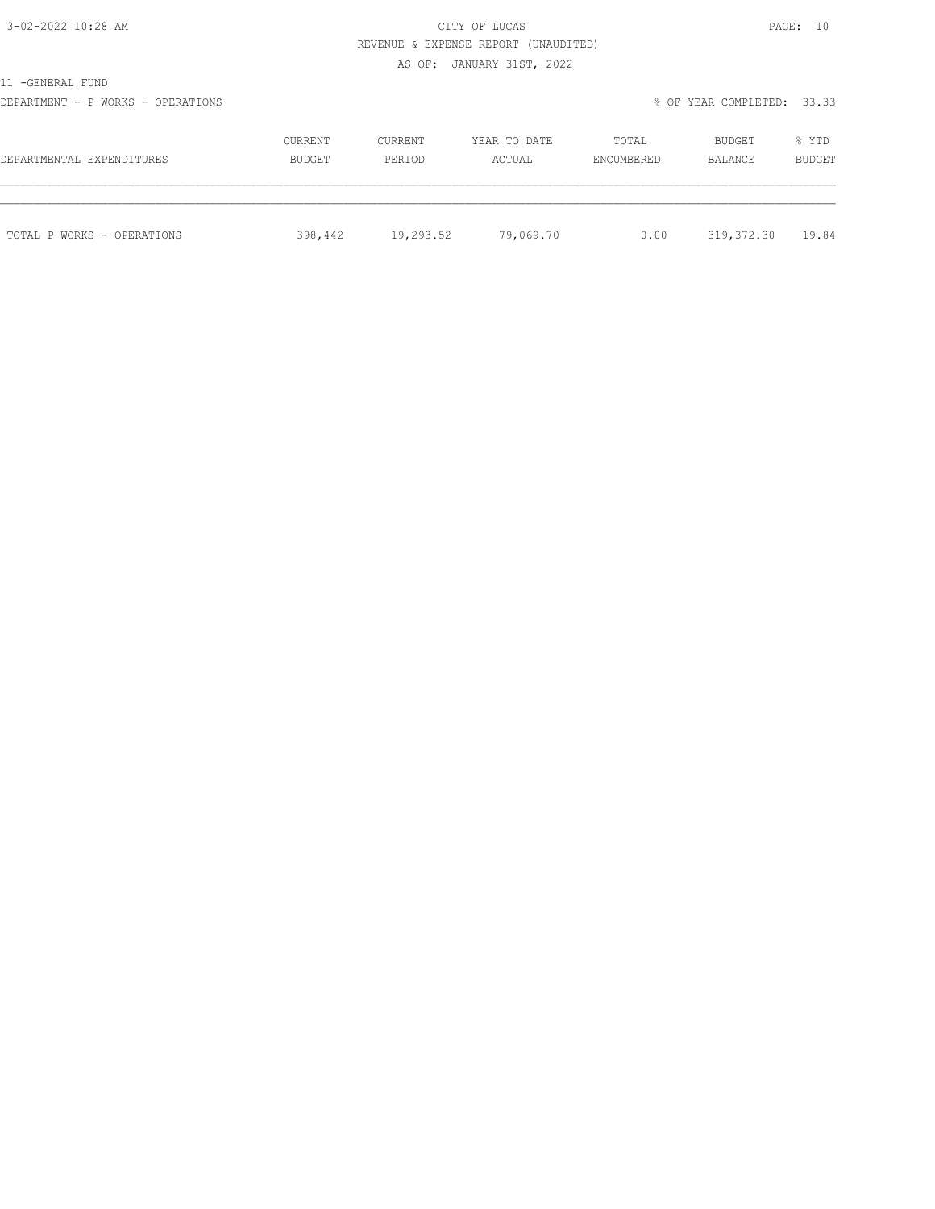CITY OF LUCAS

REVENUE & EXPENSE REPORT (UNAUDITED)

AS OF: JANUARY 31ST, 2022

11 -GENERAL FUND

DEPARTMENT - P WORKS - OPERATIONS

% OF YEAR COMPLETED: 33.33

| DEPARTMENTAL EXPENDITURES | CURRENT BUDGET | CURRENT PERIOD | YEAR TO DATE ACTUAL | TOTAL ENCUMBERED | BUDGET BALANCE | % YTD BUDGET |
|---|---|---|---|---|---|---|
| TOTAL P WORKS - OPERATIONS | 398,442 | 19,293.52 | 79,069.70 | 0.00 | 319,372.30 | 19.84 |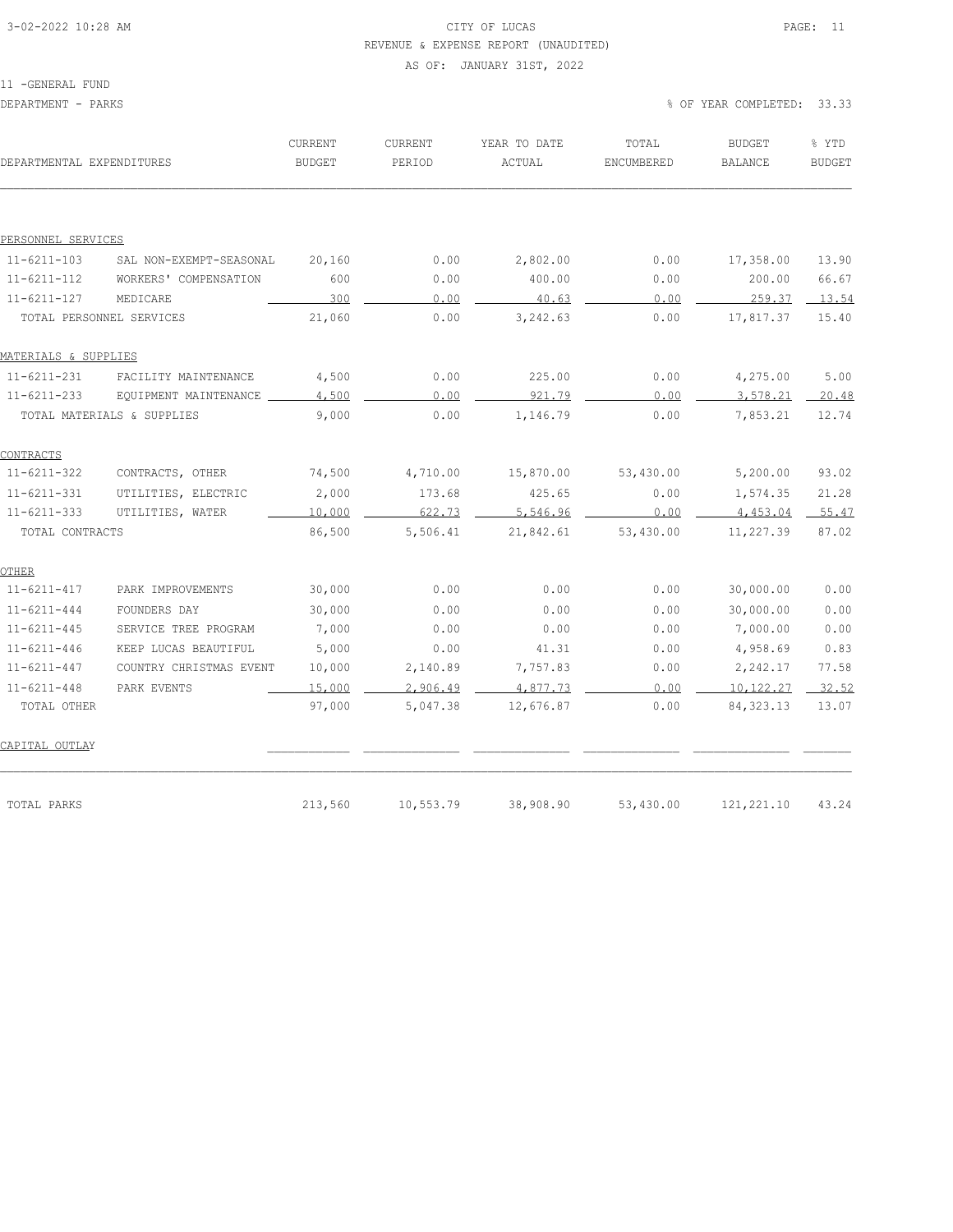CITY OF LUCAS
REVENUE & EXPENSE REPORT (UNAUDITED)
AS OF: JANUARY 31ST, 2022

11 -GENERAL FUND
DEPARTMENT - PARKS

% OF YEAR COMPLETED: 33.33

| DEPARTMENTAL EXPENDITURES | | CURRENT BUDGET | CURRENT PERIOD | YEAR TO DATE ACTUAL | TOTAL ENCUMBERED | BUDGET BALANCE | % YTD BUDGET |
|---|---|---|---|---|---|---|---|
| PERSONNEL SERVICES | | | | | | | |
| 11-6211-103 | SAL NON-EXEMPT-SEASONAL | 20,160 | 0.00 | 2,802.00 | 0.00 | 17,358.00 | 13.90 |
| 11-6211-112 | WORKERS' COMPENSATION | 600 | 0.00 | 400.00 | 0.00 | 200.00 | 66.67 |
| 11-6211-127 | MEDICARE | 300 | 0.00 | 40.63 | 0.00 | 259.37 | 13.54 |
| TOTAL PERSONNEL SERVICES | | 21,060 | 0.00 | 3,242.63 | 0.00 | 17,817.37 | 15.40 |
| MATERIALS & SUPPLIES | | | | | | | |
| 11-6211-231 | FACILITY MAINTENANCE | 4,500 | 0.00 | 225.00 | 0.00 | 4,275.00 | 5.00 |
| 11-6211-233 | EQUIPMENT MAINTENANCE | 4,500 | 0.00 | 921.79 | 0.00 | 3,578.21 | 20.48 |
| TOTAL MATERIALS & SUPPLIES | | 9,000 | 0.00 | 1,146.79 | 0.00 | 7,853.21 | 12.74 |
| CONTRACTS | | | | | | | |
| 11-6211-322 | CONTRACTS, OTHER | 74,500 | 4,710.00 | 15,870.00 | 53,430.00 | 5,200.00 | 93.02 |
| 11-6211-331 | UTILITIES, ELECTRIC | 2,000 | 173.68 | 425.65 | 0.00 | 1,574.35 | 21.28 |
| 11-6211-333 | UTILITIES, WATER | 10,000 | 622.73 | 5,546.96 | 0.00 | 4,453.04 | 55.47 |
| TOTAL CONTRACTS | | 86,500 | 5,506.41 | 21,842.61 | 53,430.00 | 11,227.39 | 87.02 |
| OTHER | | | | | | | |
| 11-6211-417 | PARK IMPROVEMENTS | 30,000 | 0.00 | 0.00 | 0.00 | 30,000.00 | 0.00 |
| 11-6211-444 | FOUNDERS DAY | 30,000 | 0.00 | 0.00 | 0.00 | 30,000.00 | 0.00 |
| 11-6211-445 | SERVICE TREE PROGRAM | 7,000 | 0.00 | 0.00 | 0.00 | 7,000.00 | 0.00 |
| 11-6211-446 | KEEP LUCAS BEAUTIFUL | 5,000 | 0.00 | 41.31 | 0.00 | 4,958.69 | 0.83 |
| 11-6211-447 | COUNTRY CHRISTMAS EVENT | 10,000 | 2,140.89 | 7,757.83 | 0.00 | 2,242.17 | 77.58 |
| 11-6211-448 | PARK EVENTS | 15,000 | 2,906.49 | 4,877.73 | 0.00 | 10,122.27 | 32.52 |
| TOTAL OTHER | | 97,000 | 5,047.38 | 12,676.87 | 0.00 | 84,323.13 | 13.07 |
| CAPITAL OUTLAY | | | | | | | |
| TOTAL PARKS | | 213,560 | 10,553.79 | 38,908.90 | 53,430.00 | 121,221.10 | 43.24 |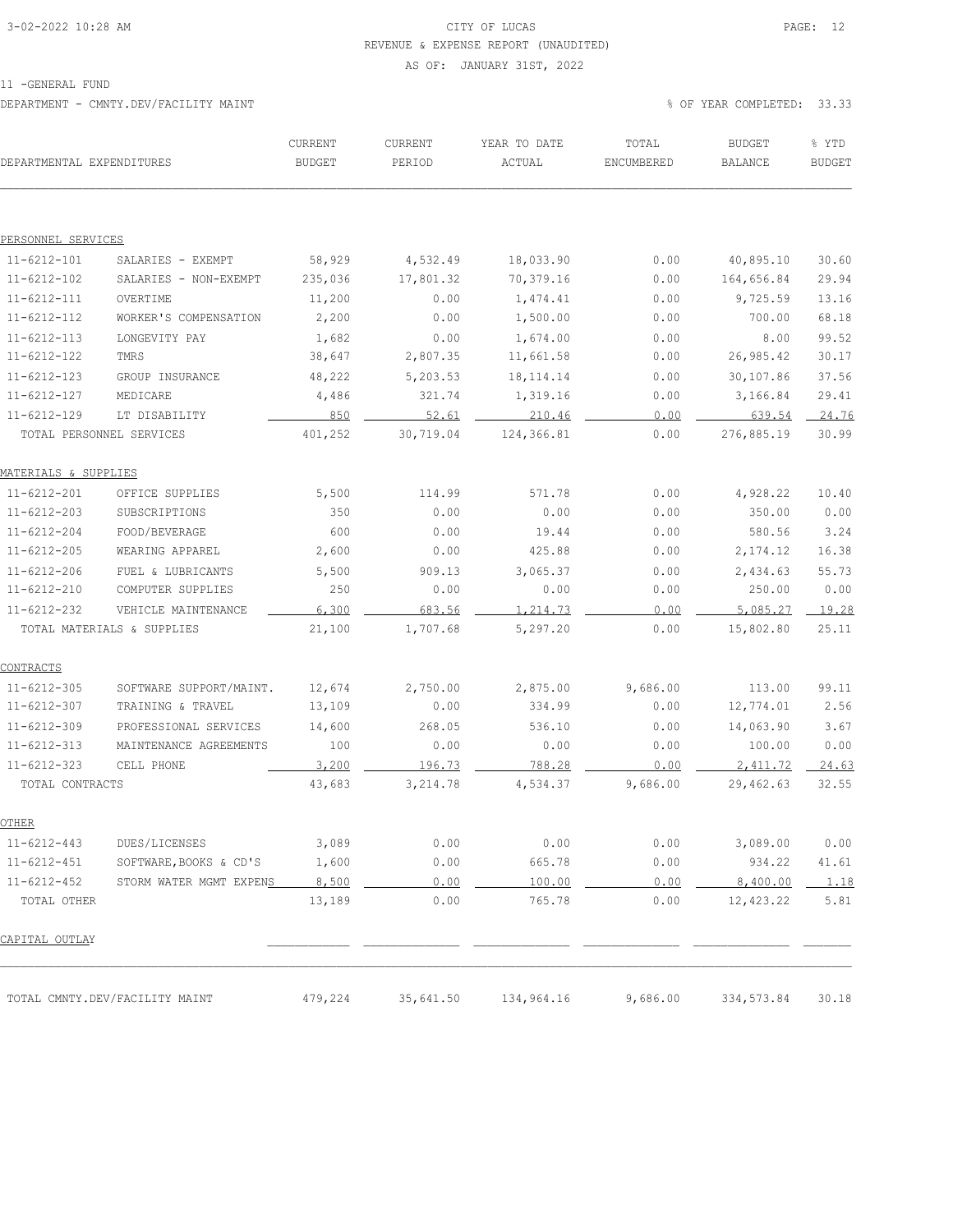CITY OF LUCAS

REVENUE & EXPENSE REPORT (UNAUDITED)

AS OF: JANUARY 31ST, 2022

11 -GENERAL FUND

DEPARTMENT - CMNTY.DEV/FACILITY MAINT

% OF YEAR COMPLETED: 33.33

| DEPARTMENTAL EXPENDITURES | | CURRENT BUDGET | CURRENT PERIOD | YEAR TO DATE ACTUAL | TOTAL ENCUMBERED | BUDGET BALANCE | % YTD BUDGET |
|---|---|---|---|---|---|---|---|
| PERSONNEL SERVICES | | | | | | | |
| 11-6212-101 | SALARIES - EXEMPT | 58,929 | 4,532.49 | 18,033.90 | 0.00 | 40,895.10 | 30.60 |
| 11-6212-102 | SALARIES - NON-EXEMPT | 235,036 | 17,801.32 | 70,379.16 | 0.00 | 164,656.84 | 29.94 |
| 11-6212-111 | OVERTIME | 11,200 | 0.00 | 1,474.41 | 0.00 | 9,725.59 | 13.16 |
| 11-6212-112 | WORKER'S COMPENSATION | 2,200 | 0.00 | 1,500.00 | 0.00 | 700.00 | 68.18 |
| 11-6212-113 | LONGEVITY PAY | 1,682 | 0.00 | 1,674.00 | 0.00 | 8.00 | 99.52 |
| 11-6212-122 | TMRS | 38,647 | 2,807.35 | 11,661.58 | 0.00 | 26,985.42 | 30.17 |
| 11-6212-123 | GROUP INSURANCE | 48,222 | 5,203.53 | 18,114.14 | 0.00 | 30,107.86 | 37.56 |
| 11-6212-127 | MEDICARE | 4,486 | 321.74 | 1,319.16 | 0.00 | 3,166.84 | 29.41 |
| 11-6212-129 | LT DISABILITY | 850 | 52.61 | 210.46 | 0.00 | 639.54 | 24.76 |
| TOTAL PERSONNEL SERVICES | | 401,252 | 30,719.04 | 124,366.81 | 0.00 | 276,885.19 | 30.99 |
| MATERIALS & SUPPLIES | | | | | | | |
| 11-6212-201 | OFFICE SUPPLIES | 5,500 | 114.99 | 571.78 | 0.00 | 4,928.22 | 10.40 |
| 11-6212-203 | SUBSCRIPTIONS | 350 | 0.00 | 0.00 | 0.00 | 350.00 | 0.00 |
| 11-6212-204 | FOOD/BEVERAGE | 600 | 0.00 | 19.44 | 0.00 | 580.56 | 3.24 |
| 11-6212-205 | WEARING APPAREL | 2,600 | 0.00 | 425.88 | 0.00 | 2,174.12 | 16.38 |
| 11-6212-206 | FUEL & LUBRICANTS | 5,500 | 909.13 | 3,065.37 | 0.00 | 2,434.63 | 55.73 |
| 11-6212-210 | COMPUTER SUPPLIES | 250 | 0.00 | 0.00 | 0.00 | 250.00 | 0.00 |
| 11-6212-232 | VEHICLE MAINTENANCE | 6,300 | 683.56 | 1,214.73 | 0.00 | 5,085.27 | 19.28 |
| TOTAL MATERIALS & SUPPLIES | | 21,100 | 1,707.68 | 5,297.20 | 0.00 | 15,802.80 | 25.11 |
| CONTRACTS | | | | | | | |
| 11-6212-305 | SOFTWARE SUPPORT/MAINT. | 12,674 | 2,750.00 | 2,875.00 | 9,686.00 | 113.00 | 99.11 |
| 11-6212-307 | TRAINING & TRAVEL | 13,109 | 0.00 | 334.99 | 0.00 | 12,774.01 | 2.56 |
| 11-6212-309 | PROFESSIONAL SERVICES | 14,600 | 268.05 | 536.10 | 0.00 | 14,063.90 | 3.67 |
| 11-6212-313 | MAINTENANCE AGREEMENTS | 100 | 0.00 | 0.00 | 0.00 | 100.00 | 0.00 |
| 11-6212-323 | CELL PHONE | 3,200 | 196.73 | 788.28 | 0.00 | 2,411.72 | 24.63 |
| TOTAL CONTRACTS | | 43,683 | 3,214.78 | 4,534.37 | 9,686.00 | 29,462.63 | 32.55 |
| OTHER | | | | | | | |
| 11-6212-443 | DUES/LICENSES | 3,089 | 0.00 | 0.00 | 0.00 | 3,089.00 | 0.00 |
| 11-6212-451 | SOFTWARE,BOOKS & CD'S | 1,600 | 0.00 | 665.78 | 0.00 | 934.22 | 41.61 |
| 11-6212-452 | STORM WATER MGMT EXPENS | 8,500 | 0.00 | 100.00 | 0.00 | 8,400.00 | 1.18 |
| TOTAL OTHER | | 13,189 | 0.00 | 765.78 | 0.00 | 12,423.22 | 5.81 |
| CAPITAL OUTLAY | | | | | | | |
| TOTAL CMNTY.DEV/FACILITY MAINT | | 479,224 | 35,641.50 | 134,964.16 | 9,686.00 | 334,573.84 | 30.18 |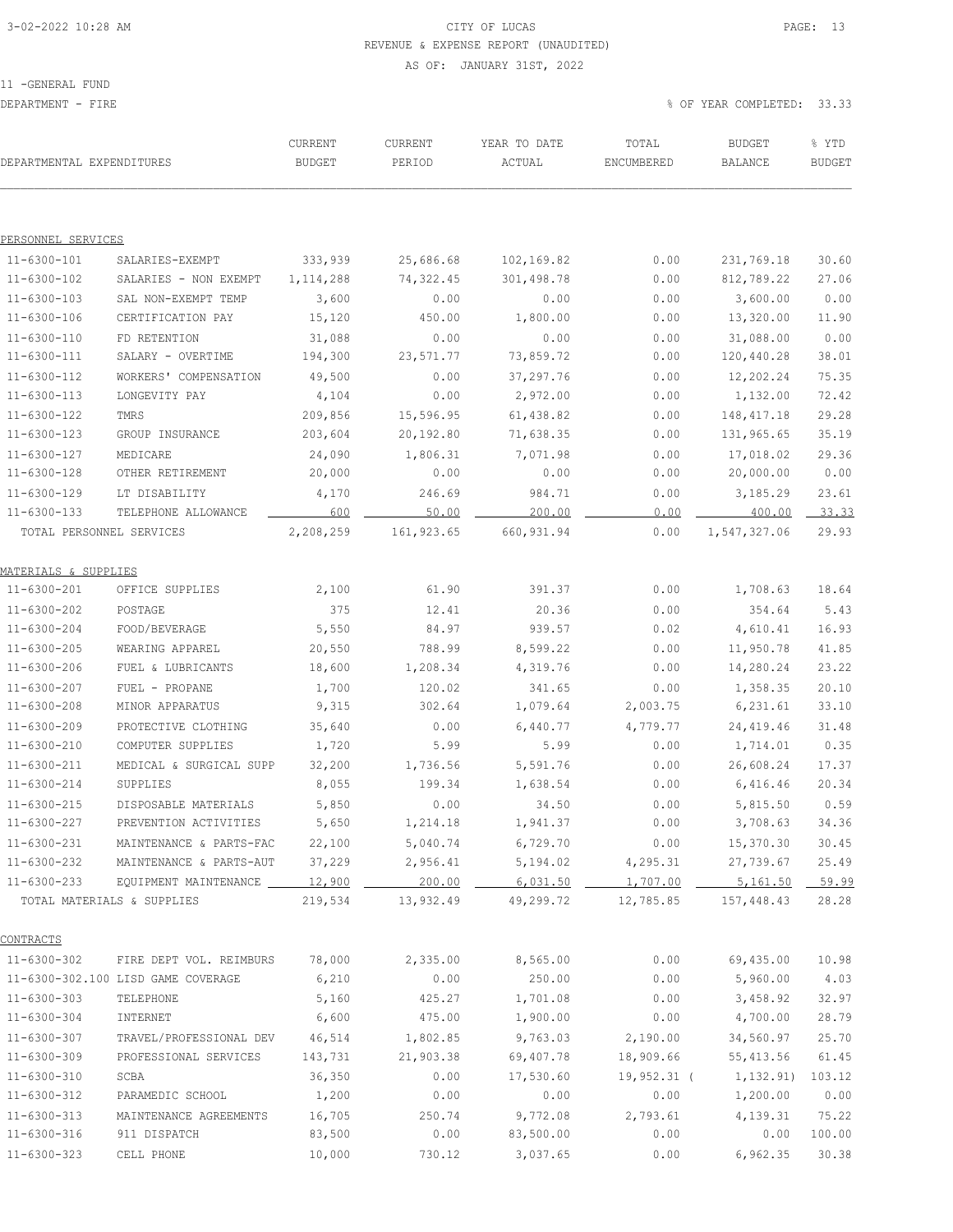CITY OF LUCAS
REVENUE & EXPENSE REPORT (UNAUDITED)
AS OF: JANUARY 31ST, 2022

11 -GENERAL FUND
DEPARTMENT - FIRE

% OF YEAR COMPLETED: 33.33

| DEPARTMENTAL EXPENDITURES | | CURRENT BUDGET | CURRENT PERIOD | YEAR TO DATE ACTUAL | TOTAL ENCUMBERED | BUDGET BALANCE | % YTD BUDGET |
|---|---|---|---|---|---|---|---|
| **PERSONNEL SERVICES** | | | | | | | |
| 11-6300-101 | SALARIES-EXEMPT | 333,939 | 25,686.68 | 102,169.82 | 0.00 | 231,769.18 | 30.60 |
| 11-6300-102 | SALARIES - NON EXEMPT | 1,114,288 | 74,322.45 | 301,498.78 | 0.00 | 812,789.22 | 27.06 |
| 11-6300-103 | SAL NON-EXEMPT TEMP | 3,600 | 0.00 | 0.00 | 0.00 | 3,600.00 | 0.00 |
| 11-6300-106 | CERTIFICATION PAY | 15,120 | 450.00 | 1,800.00 | 0.00 | 13,320.00 | 11.90 |
| 11-6300-110 | FD RETENTION | 31,088 | 0.00 | 0.00 | 0.00 | 31,088.00 | 0.00 |
| 11-6300-111 | SALARY - OVERTIME | 194,300 | 23,571.77 | 73,859.72 | 0.00 | 120,440.28 | 38.01 |
| 11-6300-112 | WORKERS' COMPENSATION | 49,500 | 0.00 | 37,297.76 | 0.00 | 12,202.24 | 75.35 |
| 11-6300-113 | LONGEVITY PAY | 4,104 | 0.00 | 2,972.00 | 0.00 | 1,132.00 | 72.42 |
| 11-6300-122 | TMRS | 209,856 | 15,596.95 | 61,438.82 | 0.00 | 148,417.18 | 29.28 |
| 11-6300-123 | GROUP INSURANCE | 203,604 | 20,192.80 | 71,638.35 | 0.00 | 131,965.65 | 35.19 |
| 11-6300-127 | MEDICARE | 24,090 | 1,806.31 | 7,071.98 | 0.00 | 17,018.02 | 29.36 |
| 11-6300-128 | OTHER RETIREMENT | 20,000 | 0.00 | 0.00 | 0.00 | 20,000.00 | 0.00 |
| 11-6300-129 | LT DISABILITY | 4,170 | 246.69 | 984.71 | 0.00 | 3,185.29 | 23.61 |
| 11-6300-133 | TELEPHONE ALLOWANCE | 600 | 50.00 | 200.00 | 0.00 | 400.00 | 33.33 |
| TOTAL PERSONNEL SERVICES | | 2,208,259 | 161,923.65 | 660,931.94 | 0.00 | 1,547,327.06 | 29.93 |
| **MATERIALS & SUPPLIES** | | | | | | | |
| 11-6300-201 | OFFICE SUPPLIES | 2,100 | 61.90 | 391.37 | 0.00 | 1,708.63 | 18.64 |
| 11-6300-202 | POSTAGE | 375 | 12.41 | 20.36 | 0.00 | 354.64 | 5.43 |
| 11-6300-204 | FOOD/BEVERAGE | 5,550 | 84.97 | 939.57 | 0.02 | 4,610.41 | 16.93 |
| 11-6300-205 | WEARING APPAREL | 20,550 | 788.99 | 8,599.22 | 0.00 | 11,950.78 | 41.85 |
| 11-6300-206 | FUEL & LUBRICANTS | 18,600 | 1,208.34 | 4,319.76 | 0.00 | 14,280.24 | 23.22 |
| 11-6300-207 | FUEL - PROPANE | 1,700 | 120.02 | 341.65 | 0.00 | 1,358.35 | 20.10 |
| 11-6300-208 | MINOR APPARATUS | 9,315 | 302.64 | 1,079.64 | 2,003.75 | 6,231.61 | 33.10 |
| 11-6300-209 | PROTECTIVE CLOTHING | 35,640 | 0.00 | 6,440.77 | 4,779.77 | 24,419.46 | 31.48 |
| 11-6300-210 | COMPUTER SUPPLIES | 1,720 | 5.99 | 5.99 | 0.00 | 1,714.01 | 0.35 |
| 11-6300-211 | MEDICAL & SURGICAL SUPP | 32,200 | 1,736.56 | 5,591.76 | 0.00 | 26,608.24 | 17.37 |
| 11-6300-214 | SUPPLIES | 8,055 | 199.34 | 1,638.54 | 0.00 | 6,416.46 | 20.34 |
| 11-6300-215 | DISPOSABLE MATERIALS | 5,850 | 0.00 | 34.50 | 0.00 | 5,815.50 | 0.59 |
| 11-6300-227 | PREVENTION ACTIVITIES | 5,650 | 1,214.18 | 1,941.37 | 0.00 | 3,708.63 | 34.36 |
| 11-6300-231 | MAINTENANCE & PARTS-FAC | 22,100 | 5,040.74 | 6,729.70 | 0.00 | 15,370.30 | 30.45 |
| 11-6300-232 | MAINTENANCE & PARTS-AUT | 37,229 | 2,956.41 | 5,194.02 | 4,295.31 | 27,739.67 | 25.49 |
| 11-6300-233 | EQUIPMENT MAINTENANCE | 12,900 | 200.00 | 6,031.50 | 1,707.00 | 5,161.50 | 59.99 |
| TOTAL MATERIALS & SUPPLIES | | 219,534 | 13,932.49 | 49,299.72 | 12,785.85 | 157,448.43 | 28.28 |
| **CONTRACTS** | | | | | | | |
| 11-6300-302 | FIRE DEPT VOL. REIMBURS | 78,000 | 2,335.00 | 8,565.00 | 0.00 | 69,435.00 | 10.98 |
| 11-6300-302.100 | LISD GAME COVERAGE | 6,210 | 0.00 | 250.00 | 0.00 | 5,960.00 | 4.03 |
| 11-6300-303 | TELEPHONE | 5,160 | 425.27 | 1,701.08 | 0.00 | 3,458.92 | 32.97 |
| 11-6300-304 | INTERNET | 6,600 | 475.00 | 1,900.00 | 0.00 | 4,700.00 | 28.79 |
| 11-6300-307 | TRAVEL/PROFESSIONAL DEV | 46,514 | 1,802.85 | 9,763.03 | 2,190.00 | 34,560.97 | 25.70 |
| 11-6300-309 | PROFESSIONAL SERVICES | 143,731 | 21,903.38 | 69,407.78 | 18,909.66 | 55,413.56 | 61.45 |
| 11-6300-310 | SCBA | 36,350 | 0.00 | 17,530.60 | 19,952.31 | (1,132.91) | 103.12 |
| 11-6300-312 | PARAMEDIC SCHOOL | 1,200 | 0.00 | 0.00 | 0.00 | 1,200.00 | 0.00 |
| 11-6300-313 | MAINTENANCE AGREEMENTS | 16,705 | 250.74 | 9,772.08 | 2,793.61 | 4,139.31 | 75.22 |
| 11-6300-316 | 911 DISPATCH | 83,500 | 0.00 | 83,500.00 | 0.00 | 0.00 | 100.00 |
| 11-6300-323 | CELL PHONE | 10,000 | 730.12 | 3,037.65 | 0.00 | 6,962.35 | 30.38 |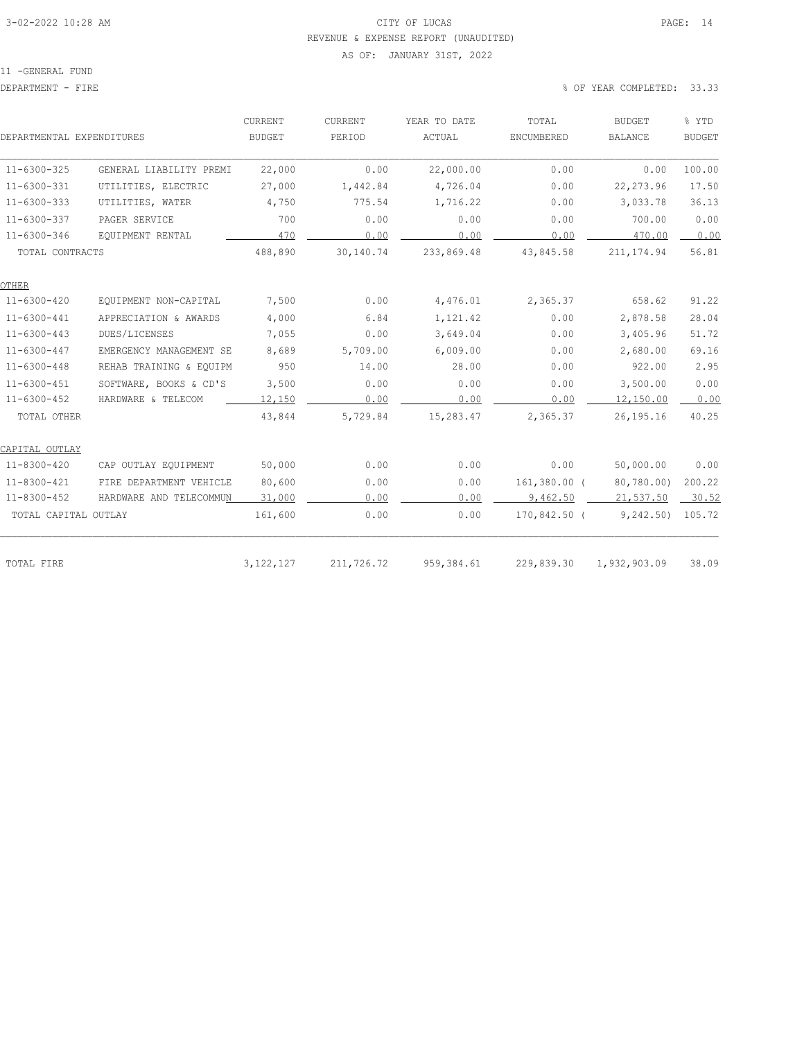CITY OF LUCAS
REVENUE & EXPENSE REPORT (UNAUDITED)
AS OF: JANUARY 31ST, 2022

11 -GENERAL FUND
DEPARTMENT - FIRE

% OF YEAR COMPLETED: 33.33

| DEPARTMENTAL EXPENDITURES | | CURRENT BUDGET | CURRENT PERIOD | YEAR TO DATE ACTUAL | TOTAL ENCUMBERED | BUDGET BALANCE | % YTD BUDGET |
|---|---|---|---|---|---|---|---|
| 11-6300-325 | GENERAL LIABILITY PREMI | 22,000 | 0.00 | 22,000.00 | 0.00 | 0.00 | 100.00 |
| 11-6300-331 | UTILITIES, ELECTRIC | 27,000 | 1,442.84 | 4,726.04 | 0.00 | 22,273.96 | 17.50 |
| 11-6300-333 | UTILITIES, WATER | 4,750 | 775.54 | 1,716.22 | 0.00 | 3,033.78 | 36.13 |
| 11-6300-337 | PAGER SERVICE | 700 | 0.00 | 0.00 | 0.00 | 700.00 | 0.00 |
| 11-6300-346 | EQUIPMENT RENTAL | 470 | 0.00 | 0.00 | 0.00 | 470.00 | 0.00 |
| TOTAL CONTRACTS | | 488,890 | 30,140.74 | 233,869.48 | 43,845.58 | 211,174.94 | 56.81 |
| OTHER | | | | | | | |
| 11-6300-420 | EQUIPMENT NON-CAPITAL | 7,500 | 0.00 | 4,476.01 | 2,365.37 | 658.62 | 91.22 |
| 11-6300-441 | APPRECIATION & AWARDS | 4,000 | 6.84 | 1,121.42 | 0.00 | 2,878.58 | 28.04 |
| 11-6300-443 | DUES/LICENSES | 7,055 | 0.00 | 3,649.04 | 0.00 | 3,405.96 | 51.72 |
| 11-6300-447 | EMERGENCY MANAGEMENT SE | 8,689 | 5,709.00 | 6,009.00 | 0.00 | 2,680.00 | 69.16 |
| 11-6300-448 | REHAB TRAINING & EQUIPM | 950 | 14.00 | 28.00 | 0.00 | 922.00 | 2.95 |
| 11-6300-451 | SOFTWARE, BOOKS & CD'S | 3,500 | 0.00 | 0.00 | 0.00 | 3,500.00 | 0.00 |
| 11-6300-452 | HARDWARE & TELECOM | 12,150 | 0.00 | 0.00 | 0.00 | 12,150.00 | 0.00 |
| TOTAL OTHER | | 43,844 | 5,729.84 | 15,283.47 | 2,365.37 | 26,195.16 | 40.25 |
| CAPITAL OUTLAY | | | | | | | |
| 11-8300-420 | CAP OUTLAY EQUIPMENT | 50,000 | 0.00 | 0.00 | 0.00 | 50,000.00 | 0.00 |
| 11-8300-421 | FIRE DEPARTMENT VEHICLE | 80,600 | 0.00 | 0.00 | 161,380.00 | ( 80,780.00) | 200.22 |
| 11-8300-452 | HARDWARE AND TELECOMMUN | 31,000 | 0.00 | 0.00 | 9,462.50 | 21,537.50 | 30.52 |
| TOTAL CAPITAL OUTLAY | | 161,600 | 0.00 | 0.00 | 170,842.50 | ( 9,242.50) | 105.72 |
| TOTAL FIRE | | 3,122,127 | 211,726.72 | 959,384.61 | 229,839.30 | 1,932,903.09 | 38.09 |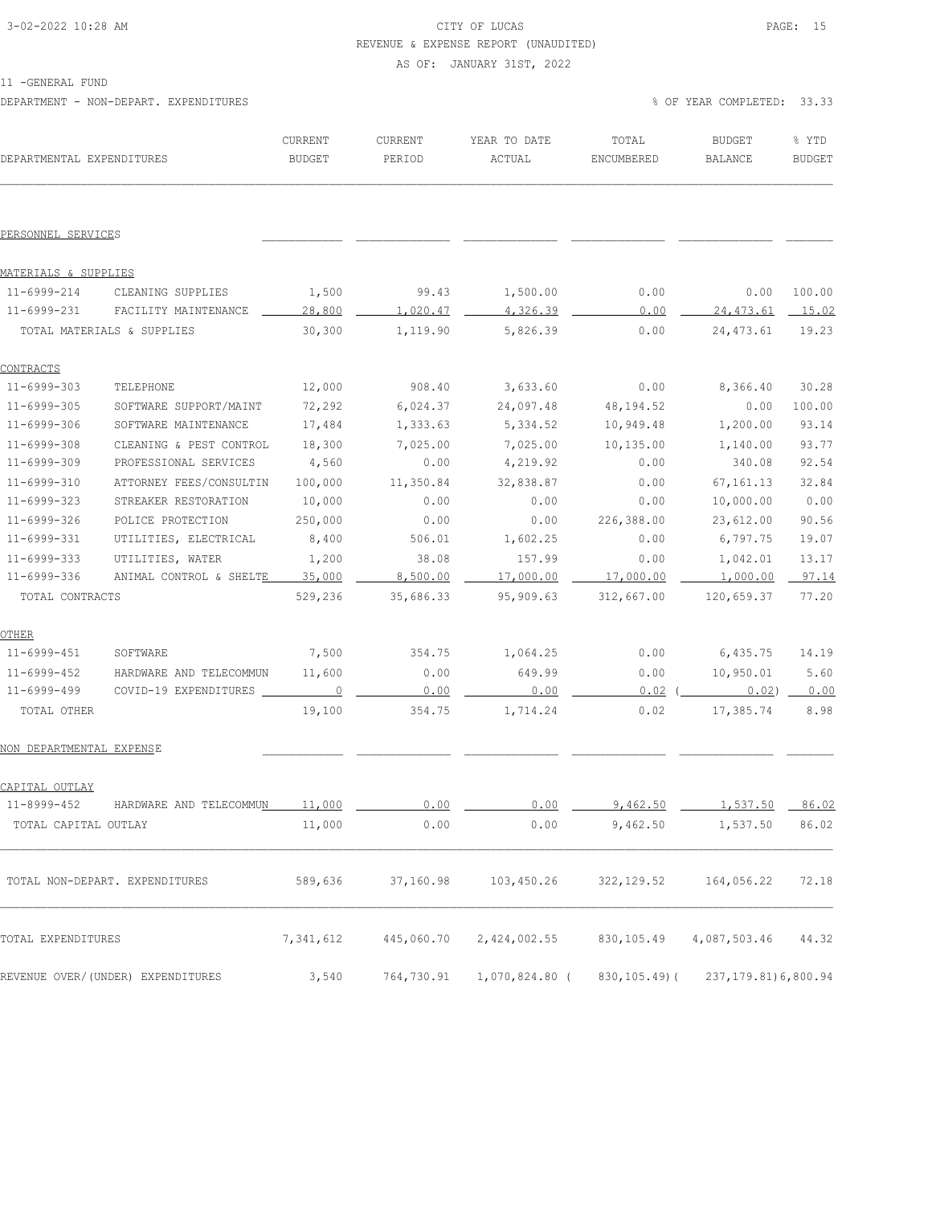CITY OF LUCAS
REVENUE & EXPENSE REPORT (UNAUDITED)
AS OF: JANUARY 31ST, 2022

11 -GENERAL FUND
DEPARTMENT - NON-DEPART. EXPENDITURES

% OF YEAR COMPLETED: 33.33

| DEPARTMENTAL EXPENDITURES | | CURRENT BUDGET | CURRENT PERIOD | YEAR TO DATE ACTUAL | TOTAL ENCUMBERED | BUDGET BALANCE | % YTD BUDGET |
|---|---|---|---|---|---|---|---|
| PERSONNEL SERVICES | | | | | | | |
| MATERIALS & SUPPLIES | | | | | | | |
| 11-6999-214 | CLEANING SUPPLIES | 1,500 | 99.43 | 1,500.00 | 0.00 | 0.00 | 100.00 |
| 11-6999-231 | FACILITY MAINTENANCE | 28,800 | 1,020.47 | 4,326.39 | 0.00 | 24,473.61 | 15.02 |
| TOTAL MATERIALS & SUPPLIES | | 30,300 | 1,119.90 | 5,826.39 | 0.00 | 24,473.61 | 19.23 |
| CONTRACTS | | | | | | | |
| 11-6999-303 | TELEPHONE | 12,000 | 908.40 | 3,633.60 | 0.00 | 8,366.40 | 30.28 |
| 11-6999-305 | SOFTWARE SUPPORT/MAINT | 72,292 | 6,024.37 | 24,097.48 | 48,194.52 | 0.00 | 100.00 |
| 11-6999-306 | SOFTWARE MAINTENANCE | 17,484 | 1,333.63 | 5,334.52 | 10,949.48 | 1,200.00 | 93.14 |
| 11-6999-308 | CLEANING & PEST CONTROL | 18,300 | 7,025.00 | 7,025.00 | 10,135.00 | 1,140.00 | 93.77 |
| 11-6999-309 | PROFESSIONAL SERVICES | 4,560 | 0.00 | 4,219.92 | 0.00 | 340.08 | 92.54 |
| 11-6999-310 | ATTORNEY FEES/CONSULTIN | 100,000 | 11,350.84 | 32,838.87 | 0.00 | 67,161.13 | 32.84 |
| 11-6999-323 | STREAKER RESTORATION | 10,000 | 0.00 | 0.00 | 0.00 | 10,000.00 | 0.00 |
| 11-6999-326 | POLICE PROTECTION | 250,000 | 0.00 | 0.00 | 226,388.00 | 23,612.00 | 90.56 |
| 11-6999-331 | UTILITIES, ELECTRICAL | 8,400 | 506.01 | 1,602.25 | 0.00 | 6,797.75 | 19.07 |
| 11-6999-333 | UTILITIES, WATER | 1,200 | 38.08 | 157.99 | 0.00 | 1,042.01 | 13.17 |
| 11-6999-336 | ANIMAL CONTROL & SHELTE | 35,000 | 8,500.00 | 17,000.00 | 17,000.00 | 1,000.00 | 97.14 |
| TOTAL CONTRACTS | | 529,236 | 35,686.33 | 95,909.63 | 312,667.00 | 120,659.37 | 77.20 |
| OTHER | | | | | | | |
| 11-6999-451 | SOFTWARE | 7,500 | 354.75 | 1,064.25 | 0.00 | 6,435.75 | 14.19 |
| 11-6999-452 | HARDWARE AND TELECOMMUN | 11,600 | 0.00 | 649.99 | 0.00 | 10,950.01 | 5.60 |
| 11-6999-499 | COVID-19 EXPENDITURES | 0 | 0.00 | 0.00 | 0.02 | ( 0.02) | 0.00 |
| TOTAL OTHER | | 19,100 | 354.75 | 1,714.24 | 0.02 | 17,385.74 | 8.98 |
| NON DEPARTMENTAL EXPENSE | | | | | | | |
| CAPITAL OUTLAY | | | | | | | |
| 11-8999-452 | HARDWARE AND TELECOMMUN | 11,000 | 0.00 | 0.00 | 9,462.50 | 1,537.50 | 86.02 |
| TOTAL CAPITAL OUTLAY | | 11,000 | 0.00 | 0.00 | 9,462.50 | 1,537.50 | 86.02 |
| TOTAL NON-DEPART. EXPENDITURES | | 589,636 | 37,160.98 | 103,450.26 | 322,129.52 | 164,056.22 | 72.18 |
| TOTAL EXPENDITURES | | 7,341,612 | 445,060.70 | 2,424,002.55 | 830,105.49 | 4,087,503.46 | 44.32 |
| REVENUE OVER/(UNDER) EXPENDITURES | | 3,540 | 764,730.91 | 1,070,824.80 | ( 830,105.49) | ( 237,179.81) | 6,800.94 |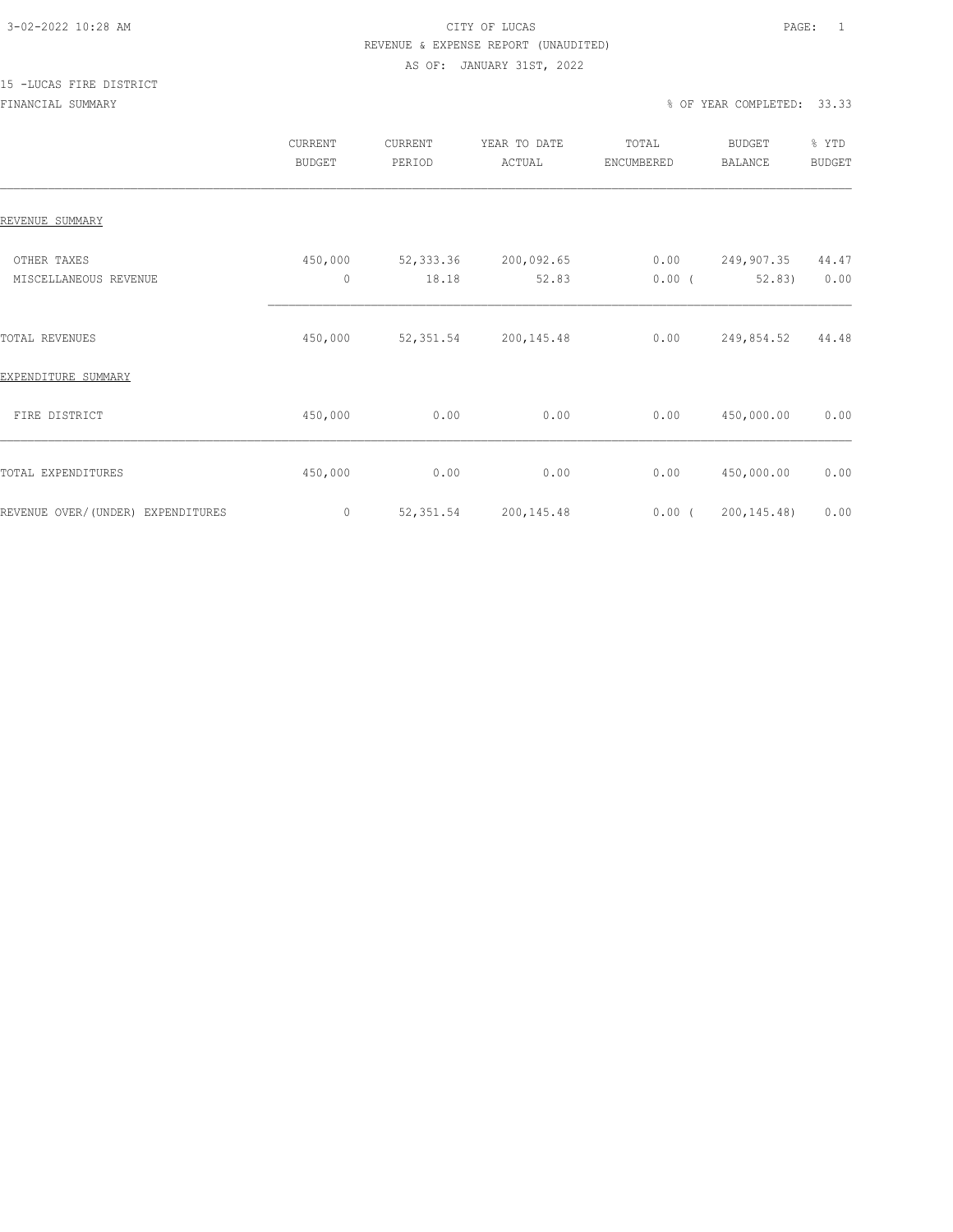CITY OF LUCAS
REVENUE & EXPENSE REPORT (UNAUDITED)
AS OF: JANUARY 31ST, 2022

15 -LUCAS FIRE DISTRICT

FINANCIAL SUMMARY % OF YEAR COMPLETED: 33.33

| | CURRENT BUDGET | CURRENT PERIOD | YEAR TO DATE ACTUAL | TOTAL ENCUMBERED | BUDGET BALANCE | % YTD BUDGET |
|---|---|---|---|---|---|---|
| REVENUE SUMMARY | | | | | | |
| OTHER TAXES | 450,000 | 52,333.36 | 200,092.65 | 0.00 | 249,907.35 | 44.47 |
| MISCELLANEOUS REVENUE | 0 | 18.18 | 52.83 | 0.00 | ( 52.83) | 0.00 |
| TOTAL REVENUES | 450,000 | 52,351.54 | 200,145.48 | 0.00 | 249,854.52 | 44.48 |
| EXPENDITURE SUMMARY | | | | | | |
| FIRE DISTRICT | 450,000 | 0.00 | 0.00 | 0.00 | 450,000.00 | 0.00 |
| TOTAL EXPENDITURES | 450,000 | 0.00 | 0.00 | 0.00 | 450,000.00 | 0.00 |
| REVENUE OVER/(UNDER) EXPENDITURES | 0 | 52,351.54 | 200,145.48 | 0.00 | ( 200,145.48) | 0.00 |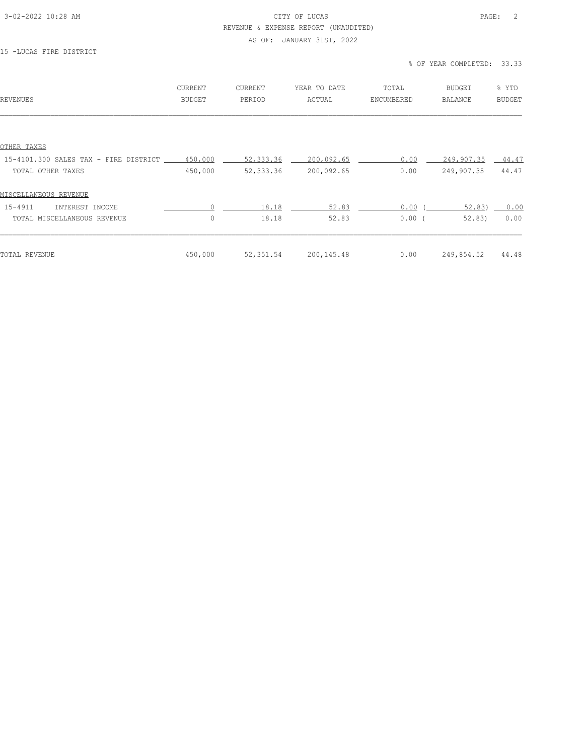CITY OF LUCAS

REVENUE & EXPENSE REPORT (UNAUDITED)

AS OF: JANUARY 31ST, 2022

15 -LUCAS FIRE DISTRICT

% OF YEAR COMPLETED: 33.33

| REVENUES | CURRENT BUDGET | CURRENT PERIOD | YEAR TO DATE ACTUAL | TOTAL ENCUMBERED | BUDGET BALANCE | % YTD BUDGET |
|---|---|---|---|---|---|---|
| OTHER TAXES | | | | | | |
| 15-4101.300 SALES TAX - FIRE DISTRICT | 450,000 | 52,333.36 | 200,092.65 | 0.00 | 249,907.35 | 44.47 |
| TOTAL OTHER TAXES | 450,000 | 52,333.36 | 200,092.65 | 0.00 | 249,907.35 | 44.47 |
| MISCELLANEOUS REVENUE | | | | | | |
| 15-4911 INTEREST INCOME | 0 | 18.18 | 52.83 | 0.00 | ( 52.83) | 0.00 |
| TOTAL MISCELLANEOUS REVENUE | 0 | 18.18 | 52.83 | 0.00 | ( 52.83) | 0.00 |
| TOTAL REVENUE | 450,000 | 52,351.54 | 200,145.48 | 0.00 | 249,854.52 | 44.48 |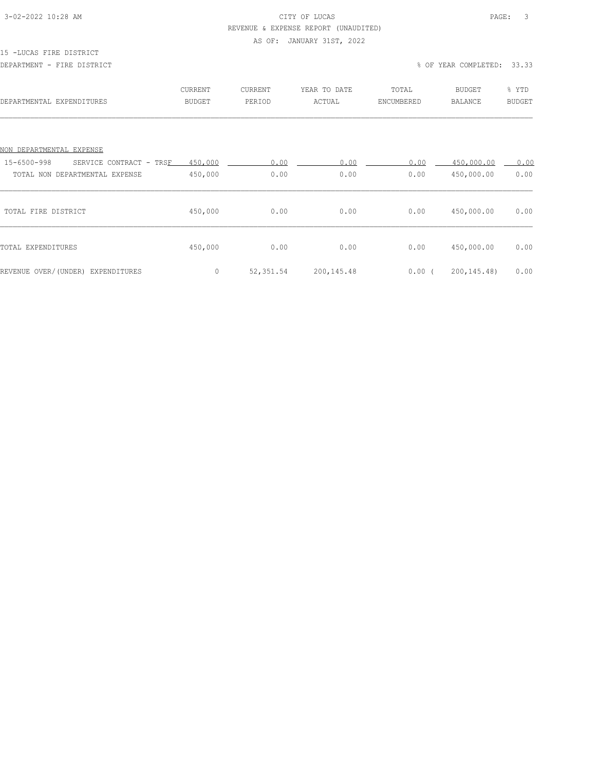CITY OF LUCAS

REVENUE & EXPENSE REPORT (UNAUDITED)

AS OF: JANUARY 31ST, 2022

15 -LUCAS FIRE DISTRICT

DEPARTMENT - FIRE DISTRICT

% OF YEAR COMPLETED: 33.33

| DEPARTMENTAL EXPENDITURES | CURRENT BUDGET | CURRENT PERIOD | YEAR TO DATE ACTUAL | TOTAL ENCUMBERED | BUDGET BALANCE | % YTD BUDGET |
|---|---|---|---|---|---|---|
| NON DEPARTMENTAL EXPENSE | | | | | | |
| 15-6500-998 SERVICE CONTRACT - TRSF | 450,000 | 0.00 | 0.00 | 0.00 | 450,000.00 | 0.00 |
| TOTAL NON DEPARTMENTAL EXPENSE | 450,000 | 0.00 | 0.00 | 0.00 | 450,000.00 | 0.00 |
| TOTAL FIRE DISTRICT | 450,000 | 0.00 | 0.00 | 0.00 | 450,000.00 | 0.00 |
| TOTAL EXPENDITURES | 450,000 | 0.00 | 0.00 | 0.00 | 450,000.00 | 0.00 |
| REVENUE OVER/(UNDER) EXPENDITURES | 0 | 52,351.54 | 200,145.48 | 0.00 | ( 200,145.48) | 0.00 |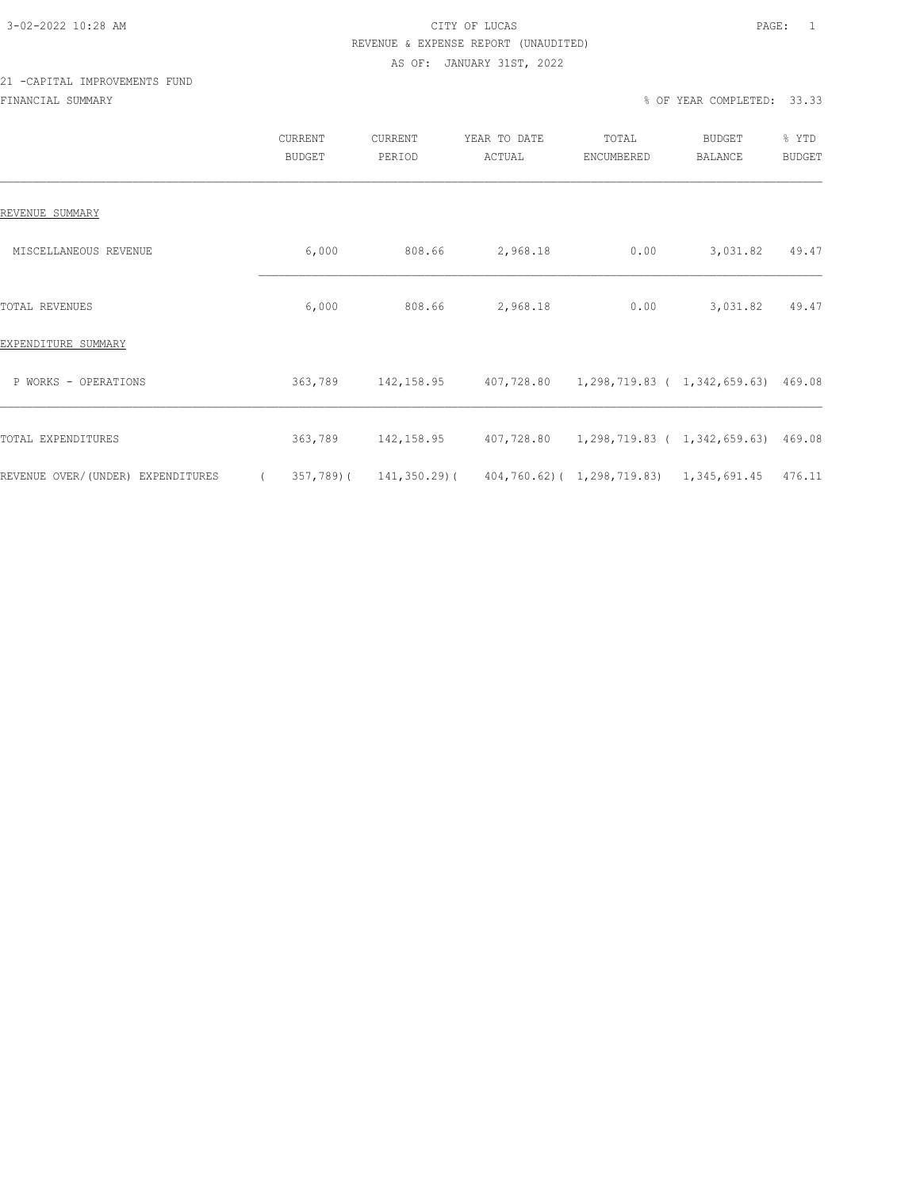CITY OF LUCAS

REVENUE & EXPENSE REPORT (UNAUDITED)

AS OF: JANUARY 31ST, 2022

21 -CAPITAL IMPROVEMENTS FUND

FINANCIAL SUMMARY

% OF YEAR COMPLETED: 33.33

| | CURRENT BUDGET | CURRENT PERIOD | YEAR TO DATE ACTUAL | TOTAL ENCUMBERED | BUDGET BALANCE | % YTD BUDGET |
|---|---|---|---|---|---|---|
| REVENUE SUMMARY | | | | | | |
| MISCELLANEOUS REVENUE | 6,000 | 808.66 | 2,968.18 | 0.00 | 3,031.82 | 49.47 |
| TOTAL REVENUES | 6,000 | 808.66 | 2,968.18 | 0.00 | 3,031.82 | 49.47 |
| EXPENDITURE SUMMARY | | | | | | |
| P WORKS - OPERATIONS | 363,789 | 142,158.95 | 407,728.80 | 1,298,719.83 | ( 1,342,659.63) | 469.08 |
| TOTAL EXPENDITURES | 363,789 | 142,158.95 | 407,728.80 | 1,298,719.83 | ( 1,342,659.63) | 469.08 |
| REVENUE OVER/(UNDER) EXPENDITURES | ( 357,789) | ( 141,350.29) | ( 404,760.62) | ( 1,298,719.83) | 1,345,691.45 | 476.11 |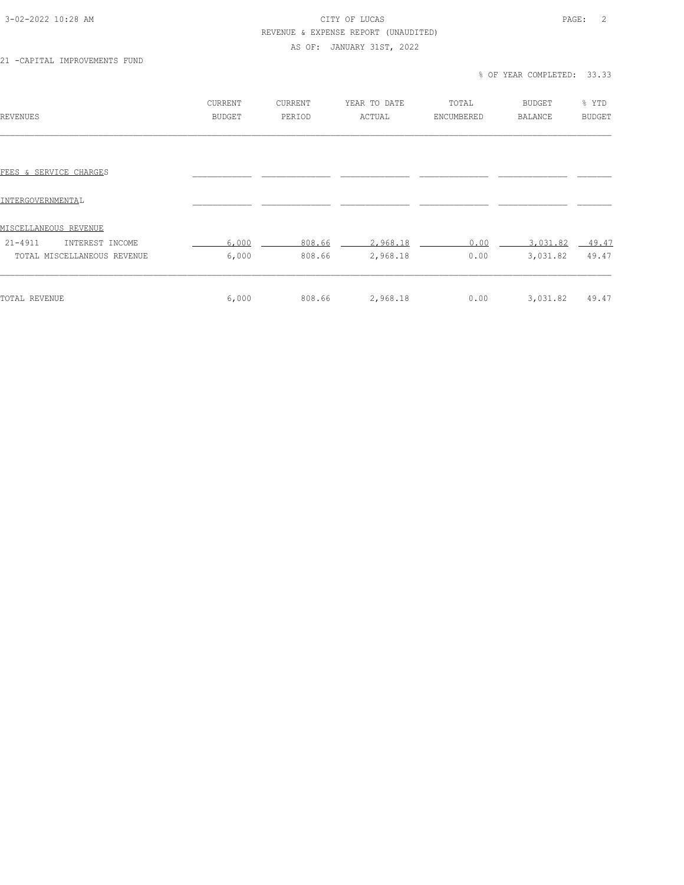CITY OF LUCAS

REVENUE & EXPENSE REPORT (UNAUDITED)

AS OF: JANUARY 31ST, 2022

21 -CAPITAL IMPROVEMENTS FUND

% OF YEAR COMPLETED: 33.33

| REVENUES | CURRENT BUDGET | CURRENT PERIOD | YEAR TO DATE ACTUAL | TOTAL ENCUMBERED | BUDGET BALANCE | % YTD BUDGET |
|---|---|---|---|---|---|---|
| FEES & SERVICE CHARGES | | | | | | |
| INTERGOVERNMENTAL | | | | | | |
| MISCELLANEOUS REVENUE | | | | | | |
| 21-4911 INTEREST INCOME | 6,000 | 808.66 | 2,968.18 | 0.00 | 3,031.82 | 49.47 |
| TOTAL MISCELLANEOUS REVENUE | 6,000 | 808.66 | 2,968.18 | 0.00 | 3,031.82 | 49.47 |
| TOTAL REVENUE | 6,000 | 808.66 | 2,968.18 | 0.00 | 3,031.82 | 49.47 |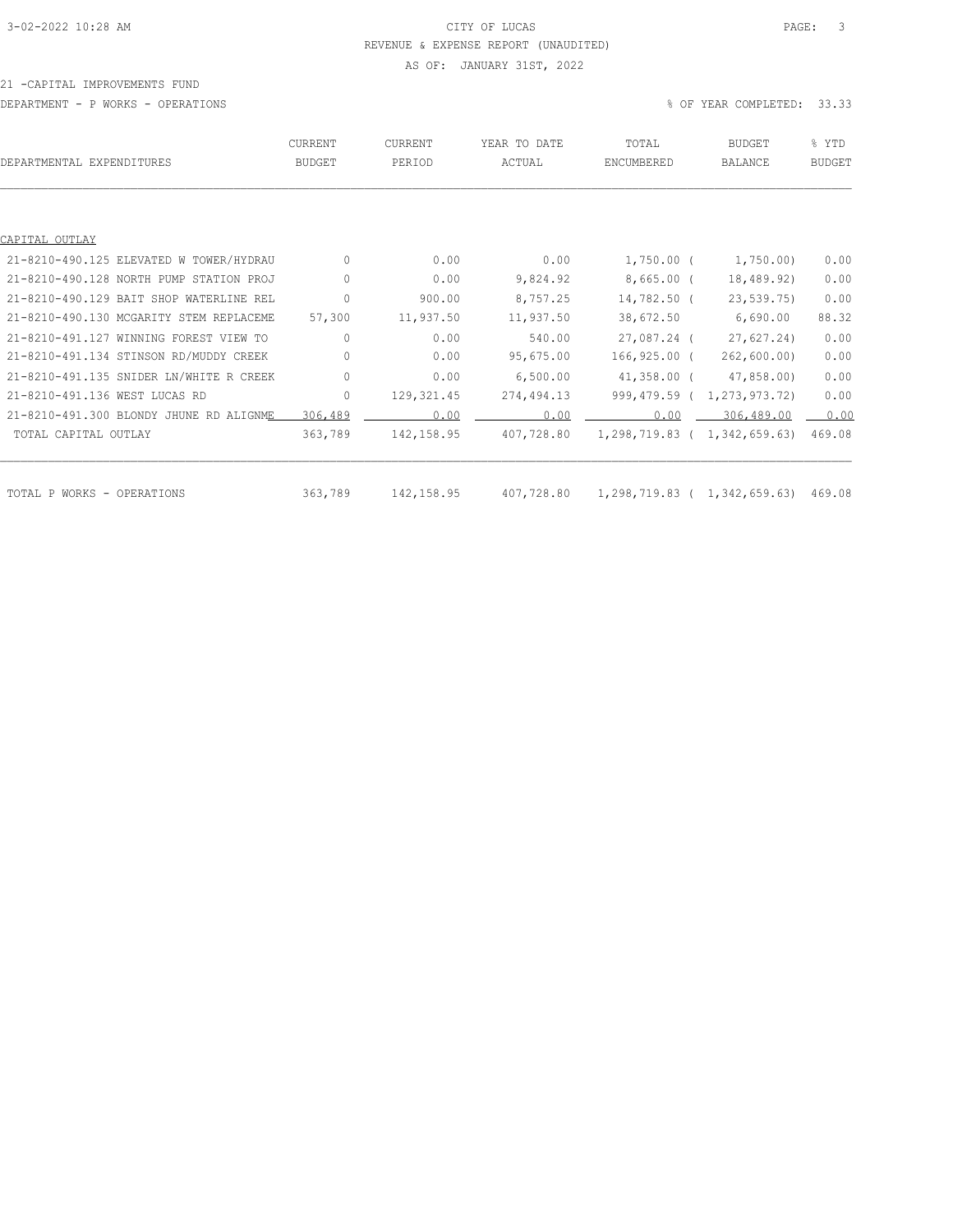CITY OF LUCAS

REVENUE & EXPENSE REPORT (UNAUDITED)

AS OF: JANUARY 31ST, 2022

21 -CAPITAL IMPROVEMENTS FUND

DEPARTMENT - P WORKS - OPERATIONS

% OF YEAR COMPLETED: 33.33

| DEPARTMENTAL EXPENDITURES | CURRENT BUDGET | CURRENT PERIOD | YEAR TO DATE ACTUAL | TOTAL ENCUMBERED | BUDGET BALANCE | % YTD BUDGET |
|---|---|---|---|---|---|---|
| CAPITAL OUTLAY | | | | | | |
| 21-8210-490.125 ELEVATED W TOWER/HYDRAU | 0 | 0.00 | 0.00 | 1,750.00 | ( 1,750.00) | 0.00 |
| 21-8210-490.128 NORTH PUMP STATION PROJ | 0 | 0.00 | 9,824.92 | 8,665.00 | ( 18,489.92) | 0.00 |
| 21-8210-490.129 BAIT SHOP WATERLINE REL | 0 | 900.00 | 8,757.25 | 14,782.50 | ( 23,539.75) | 0.00 |
| 21-8210-490.130 MCGARITY STEM REPLACEME | 57,300 | 11,937.50 | 11,937.50 | 38,672.50 | 6,690.00 | 88.32 |
| 21-8210-491.127 WINNING FOREST VIEW TO | 0 | 0.00 | 540.00 | 27,087.24 | ( 27,627.24) | 0.00 |
| 21-8210-491.134 STINSON RD/MUDDY CREEK | 0 | 0.00 | 95,675.00 | 166,925.00 | ( 262,600.00) | 0.00 |
| 21-8210-491.135 SNIDER LN/WHITE R CREEK | 0 | 0.00 | 6,500.00 | 41,358.00 | ( 47,858.00) | 0.00 |
| 21-8210-491.136 WEST LUCAS RD | 0 | 129,321.45 | 274,494.13 | 999,479.59 | ( 1,273,973.72) | 0.00 |
| 21-8210-491.300 BLONDY JHUNE RD ALIGNME | 306,489 | 0.00 | 0.00 | 0.00 | 306,489.00 | 0.00 |
| TOTAL CAPITAL OUTLAY | 363,789 | 142,158.95 | 407,728.80 | 1,298,719.83 | ( 1,342,659.63) | 469.08 |
| TOTAL P WORKS - OPERATIONS | 363,789 | 142,158.95 | 407,728.80 | 1,298,719.83 | ( 1,342,659.63) | 469.08 |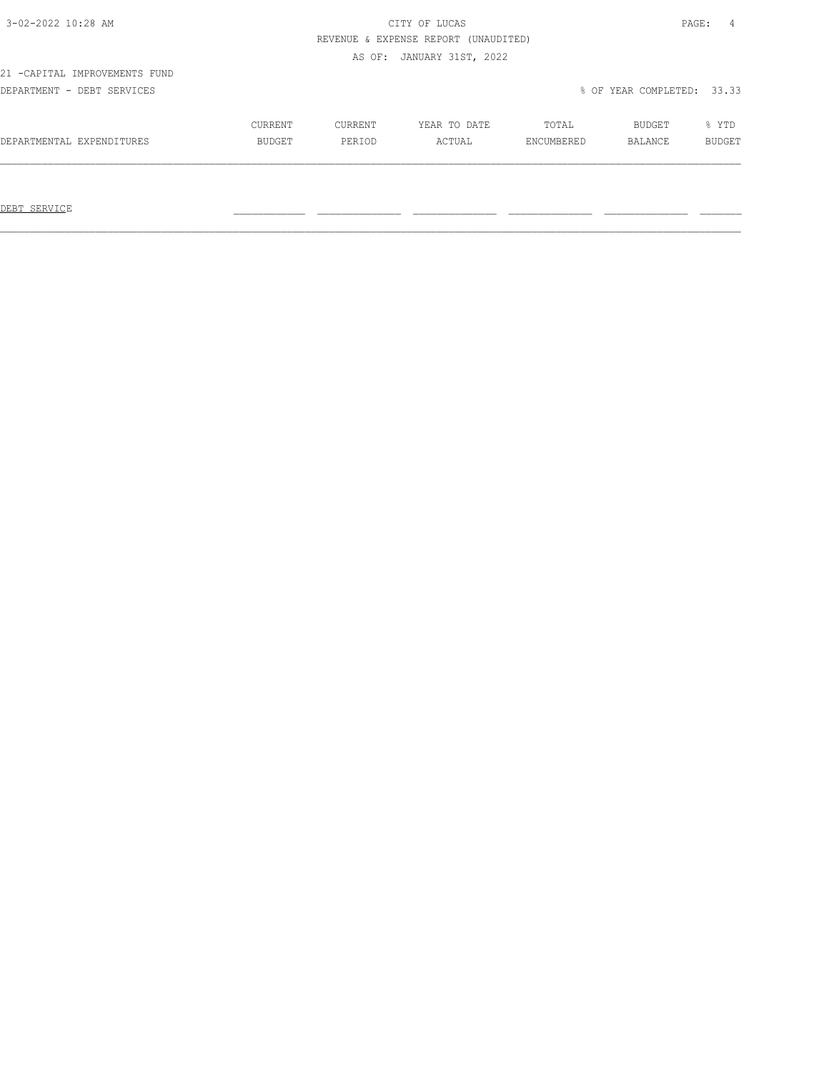REVENUE & EXPENSE REPORT (UNAUDITED)

AS OF: JANUARY 31ST, 2022

21 -CAPITAL IMPROVEMENTS FUND

DEPARTMENT - DEBT SERVICES

% OF YEAR COMPLETED: 33.33

| DEPARTMENTAL EXPENDITURES | CURRENT BUDGET | CURRENT PERIOD | YEAR TO DATE ACTUAL | TOTAL ENCUMBERED | BUDGET BALANCE | % YTD BUDGET |
|---|---|---|---|---|---|---|
| DEBT SERVICE | | | | | | |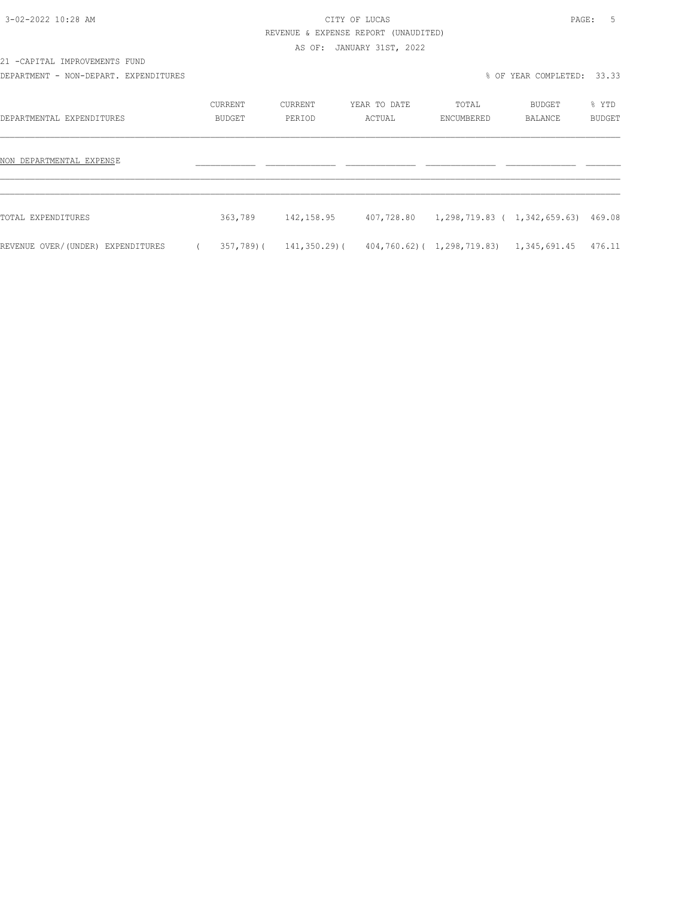CITY OF LUCAS

REVENUE & EXPENSE REPORT (UNAUDITED)

AS OF: JANUARY 31ST, 2022

21 -CAPITAL IMPROVEMENTS FUND

DEPARTMENT - NON-DEPART. EXPENDITURES

% OF YEAR COMPLETED: 33.33

| DEPARTMENTAL EXPENDITURES | CURRENT BUDGET | CURRENT PERIOD | YEAR TO DATE ACTUAL | TOTAL ENCUMBERED | BUDGET BALANCE | % YTD BUDGET |
|---|---|---|---|---|---|---|
| NON DEPARTMENTAL EXPENSE | | | | | | |
| TOTAL EXPENDITURES | 363,789 | 142,158.95 | 407,728.80 | 1,298,719.83 | ( 1,342,659.63) | 469.08 |
| REVENUE OVER/(UNDER) EXPENDITURES | ( 357,789)( | 141,350.29)( | 404,760.62)( | 1,298,719.83) | 1,345,691.45 | 476.11 |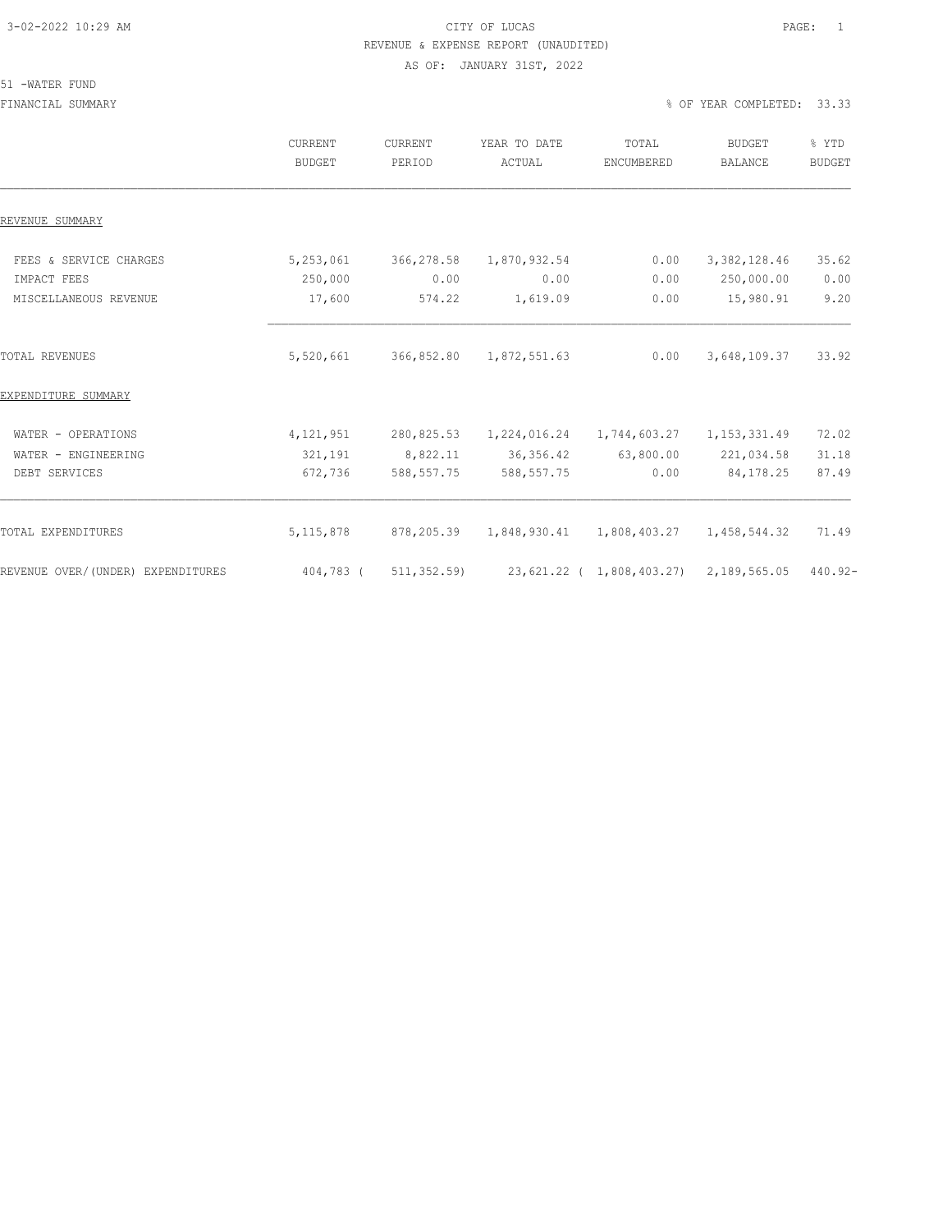CITY OF LUCAS
REVENUE & EXPENSE REPORT (UNAUDITED)
AS OF: JANUARY 31ST, 2022

51 -WATER FUND

FINANCIAL SUMMARY

% OF YEAR COMPLETED: 33.33

| | CURRENT BUDGET | CURRENT PERIOD | YEAR TO DATE ACTUAL | TOTAL ENCUMBERED | BUDGET BALANCE | % YTD BUDGET |
|---|---|---|---|---|---|---|
| REVENUE SUMMARY | | | | | | |
| FEES & SERVICE CHARGES | 5,253,061 | 366,278.58 | 1,870,932.54 | 0.00 | 3,382,128.46 | 35.62 |
| IMPACT FEES | 250,000 | 0.00 | 0.00 | 0.00 | 250,000.00 | 0.00 |
| MISCELLANEOUS REVENUE | 17,600 | 574.22 | 1,619.09 | 0.00 | 15,980.91 | 9.20 |
| TOTAL REVENUES | 5,520,661 | 366,852.80 | 1,872,551.63 | 0.00 | 3,648,109.37 | 33.92 |
| EXPENDITURE SUMMARY | | | | | | |
| WATER - OPERATIONS | 4,121,951 | 280,825.53 | 1,224,016.24 | 1,744,603.27 | 1,153,331.49 | 72.02 |
| WATER - ENGINEERING | 321,191 | 8,822.11 | 36,356.42 | 63,800.00 | 221,034.58 | 31.18 |
| DEBT SERVICES | 672,736 | 588,557.75 | 588,557.75 | 0.00 | 84,178.25 | 87.49 |
| TOTAL EXPENDITURES | 5,115,878 | 878,205.39 | 1,848,930.41 | 1,808,403.27 | 1,458,544.32 | 71.49 |
| REVENUE OVER/(UNDER) EXPENDITURES | 404,783 | ( 511,352.59) | 23,621.22 | ( 1,808,403.27) | 2,189,565.05 | 440.92- |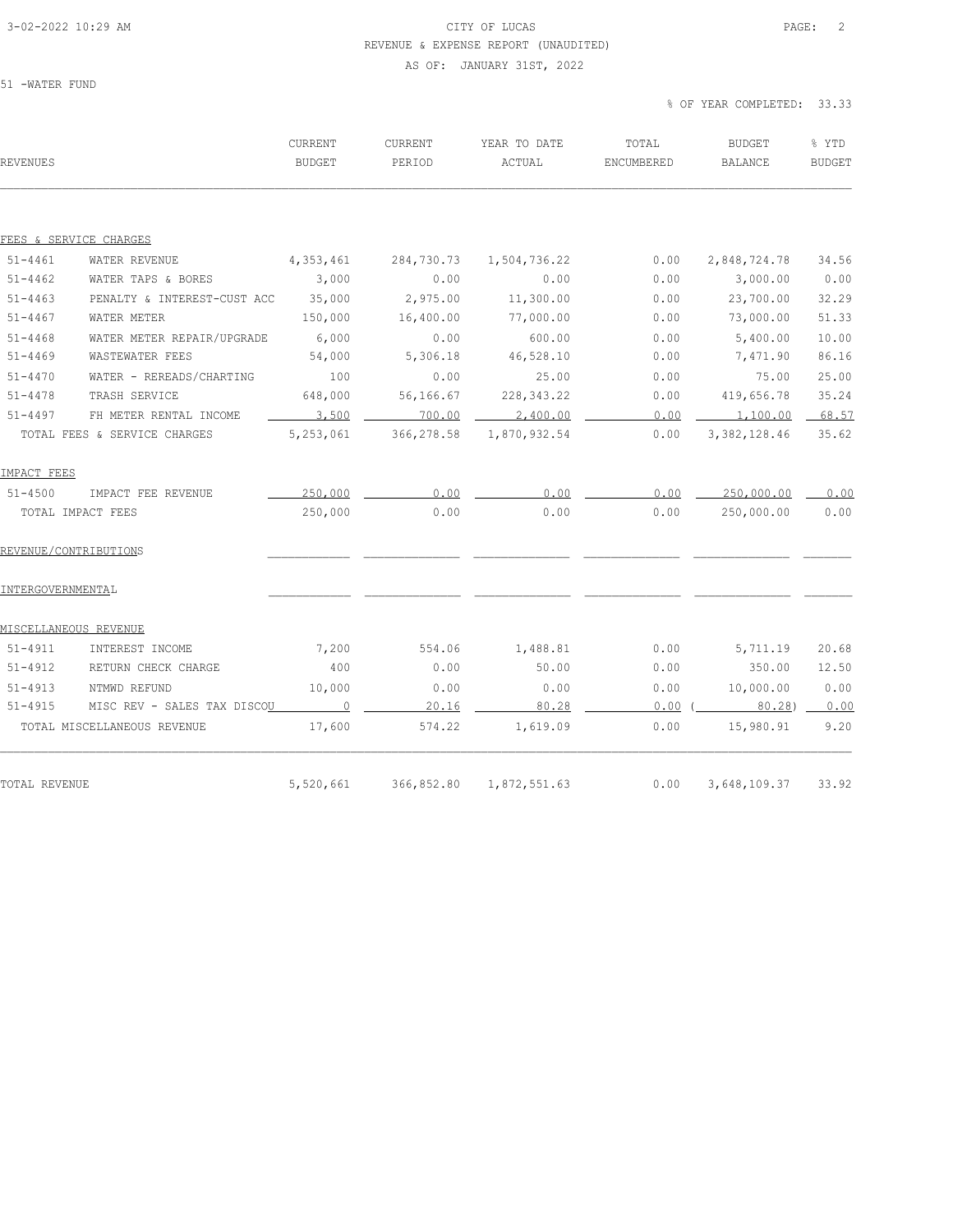CITY OF LUCAS
REVENUE & EXPENSE REPORT (UNAUDITED)
AS OF: JANUARY 31ST, 2022

51 -WATER FUND

% OF YEAR COMPLETED: 33.33

| REVENUES | | CURRENT BUDGET | CURRENT PERIOD | YEAR TO DATE ACTUAL | TOTAL ENCUMBERED | BUDGET BALANCE | % YTD BUDGET |
|---|---|---|---|---|---|---|---|
| FEES & SERVICE CHARGES | | | | | | | |
| 51-4461 | WATER REVENUE | 4,353,461 | 284,730.73 | 1,504,736.22 | 0.00 | 2,848,724.78 | 34.56 |
| 51-4462 | WATER TAPS & BORES | 3,000 | 0.00 | 0.00 | 0.00 | 3,000.00 | 0.00 |
| 51-4463 | PENALTY & INTEREST-CUST ACC | 35,000 | 2,975.00 | 11,300.00 | 0.00 | 23,700.00 | 32.29 |
| 51-4467 | WATER METER | 150,000 | 16,400.00 | 77,000.00 | 0.00 | 73,000.00 | 51.33 |
| 51-4468 | WATER METER REPAIR/UPGRADE | 6,000 | 0.00 | 600.00 | 0.00 | 5,400.00 | 10.00 |
| 51-4469 | WASTEWATER FEES | 54,000 | 5,306.18 | 46,528.10 | 0.00 | 7,471.90 | 86.16 |
| 51-4470 | WATER - REREADS/CHARTING | 100 | 0.00 | 25.00 | 0.00 | 75.00 | 25.00 |
| 51-4478 | TRASH SERVICE | 648,000 | 56,166.67 | 228,343.22 | 0.00 | 419,656.78 | 35.24 |
| 51-4497 | FH METER RENTAL INCOME | 3,500 | 700.00 | 2,400.00 | 0.00 | 1,100.00 | 68.57 |
| TOTAL FEES & SERVICE CHARGES | | 5,253,061 | 366,278.58 | 1,870,932.54 | 0.00 | 3,382,128.46 | 35.62 |
| IMPACT FEES | | | | | | | |
| 51-4500 | IMPACT FEE REVENUE | 250,000 | 0.00 | 0.00 | 0.00 | 250,000.00 | 0.00 |
| TOTAL IMPACT FEES | | 250,000 | 0.00 | 0.00 | 0.00 | 250,000.00 | 0.00 |
| REVENUE/CONTRIBUTIONS | | | | | | | |
| INTERGOVERNMENTAL | | | | | | | |
| MISCELLANEOUS REVENUE | | | | | | | |
| 51-4911 | INTEREST INCOME | 7,200 | 554.06 | 1,488.81 | 0.00 | 5,711.19 | 20.68 |
| 51-4912 | RETURN CHECK CHARGE | 400 | 0.00 | 50.00 | 0.00 | 350.00 | 12.50 |
| 51-4913 | NTMWD REFUND | 10,000 | 0.00 | 0.00 | 0.00 | 10,000.00 | 0.00 |
| 51-4915 | MISC REV - SALES TAX DISCOU | 0 | 20.16 | 80.28 | 0.00 | ( 80.28) | 0.00 |
| TOTAL MISCELLANEOUS REVENUE | | 17,600 | 574.22 | 1,619.09 | 0.00 | 15,980.91 | 9.20 |
| TOTAL REVENUE | | 5,520,661 | 366,852.80 | 1,872,551.63 | 0.00 | 3,648,109.37 | 33.92 |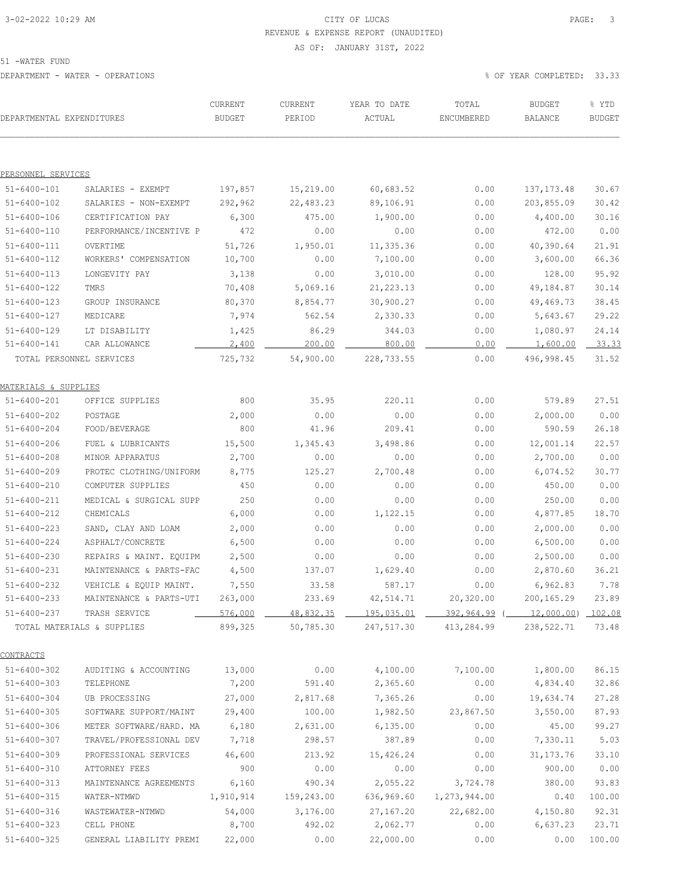# CITY OF LUCAS

REVENUE & EXPENSE REPORT (UNAUDITED)

AS OF: JANUARY 31ST, 2022

51 -WATER FUND

DEPARTMENT - WATER - OPERATIONS

% OF YEAR COMPLETED: 33.33

| DEPARTMENTAL EXPENDITURES | | CURRENT BUDGET | CURRENT PERIOD | YEAR TO DATE ACTUAL | TOTAL ENCUMBERED | BUDGET BALANCE | % YTD BUDGET |
|---|---|---|---|---|---|---|---|
| **PERSONNEL SERVICES** | | | | | | | |
| 51-6400-101 | SALARIES - EXEMPT | 197,857 | 15,219.00 | 60,683.52 | 0.00 | 137,173.48 | 30.67 |
| 51-6400-102 | SALARIES - NON-EXEMPT | 292,962 | 22,483.23 | 89,106.91 | 0.00 | 203,855.09 | 30.42 |
| 51-6400-106 | CERTIFICATION PAY | 6,300 | 475.00 | 1,900.00 | 0.00 | 4,400.00 | 30.16 |
| 51-6400-110 | PERFORMANCE/INCENTIVE P | 472 | 0.00 | 0.00 | 0.00 | 472.00 | 0.00 |
| 51-6400-111 | OVERTIME | 51,726 | 1,950.01 | 11,335.36 | 0.00 | 40,390.64 | 21.91 |
| 51-6400-112 | WORKERS' COMPENSATION | 10,700 | 0.00 | 7,100.00 | 0.00 | 3,600.00 | 66.36 |
| 51-6400-113 | LONGEVITY PAY | 3,138 | 0.00 | 3,010.00 | 0.00 | 128.00 | 95.92 |
| 51-6400-122 | TMRS | 70,408 | 5,069.16 | 21,223.13 | 0.00 | 49,184.87 | 30.14 |
| 51-6400-123 | GROUP INSURANCE | 80,370 | 8,854.77 | 30,900.27 | 0.00 | 49,469.73 | 38.45 |
| 51-6400-127 | MEDICARE | 7,974 | 562.54 | 2,330.33 | 0.00 | 5,643.67 | 29.22 |
| 51-6400-129 | LT DISABILITY | 1,425 | 86.29 | 344.03 | 0.00 | 1,080.97 | 24.14 |
| 51-6400-141 | CAR ALLOWANCE | 2,400 | 200.00 | 800.00 | 0.00 | 1,600.00 | 33.33 |
| TOTAL PERSONNEL SERVICES | | 725,732 | 54,900.00 | 228,733.55 | 0.00 | 496,998.45 | 31.52 |
| **MATERIALS & SUPPLIES** | | | | | | | |
| 51-6400-201 | OFFICE SUPPLIES | 800 | 35.95 | 220.11 | 0.00 | 579.89 | 27.51 |
| 51-6400-202 | POSTAGE | 2,000 | 0.00 | 0.00 | 0.00 | 2,000.00 | 0.00 |
| 51-6400-204 | FOOD/BEVERAGE | 800 | 41.96 | 209.41 | 0.00 | 590.59 | 26.18 |
| 51-6400-206 | FUEL & LUBRICANTS | 15,500 | 1,345.43 | 3,498.86 | 0.00 | 12,001.14 | 22.57 |
| 51-6400-208 | MINOR APPARATUS | 2,700 | 0.00 | 0.00 | 0.00 | 2,700.00 | 0.00 |
| 51-6400-209 | PROTEC CLOTHING/UNIFORM | 8,775 | 125.27 | 2,700.48 | 0.00 | 6,074.52 | 30.77 |
| 51-6400-210 | COMPUTER SUPPLIES | 450 | 0.00 | 0.00 | 0.00 | 450.00 | 0.00 |
| 51-6400-211 | MEDICAL & SURGICAL SUPP | 250 | 0.00 | 0.00 | 0.00 | 250.00 | 0.00 |
| 51-6400-212 | CHEMICALS | 6,000 | 0.00 | 1,122.15 | 0.00 | 4,877.85 | 18.70 |
| 51-6400-223 | SAND, CLAY AND LOAM | 2,000 | 0.00 | 0.00 | 0.00 | 2,000.00 | 0.00 |
| 51-6400-224 | ASPHALT/CONCRETE | 6,500 | 0.00 | 0.00 | 0.00 | 6,500.00 | 0.00 |
| 51-6400-230 | REPAIRS & MAINT. EQUIPM | 2,500 | 0.00 | 0.00 | 0.00 | 2,500.00 | 0.00 |
| 51-6400-231 | MAINTENANCE & PARTS-FAC | 4,500 | 137.07 | 1,629.40 | 0.00 | 2,870.60 | 36.21 |
| 51-6400-232 | VEHICLE & EQUIP MAINT. | 7,550 | 33.58 | 587.17 | 0.00 | 6,962.83 | 7.78 |
| 51-6400-233 | MAINTENANCE & PARTS-UTI | 263,000 | 233.69 | 42,514.71 | 20,320.00 | 200,165.29 | 23.89 |
| 51-6400-237 | TRASH SERVICE | 576,000 | 48,832.35 | 195,035.01 | 392,964.99 | ( 12,000.00) | 102.08 |
| TOTAL MATERIALS & SUPPLIES | | 899,325 | 50,785.30 | 247,517.30 | 413,284.99 | 238,522.71 | 73.48 |
| **CONTRACTS** | | | | | | | |
| 51-6400-302 | AUDITING & ACCOUNTING | 13,000 | 0.00 | 4,100.00 | 7,100.00 | 1,800.00 | 86.15 |
| 51-6400-303 | TELEPHONE | 7,200 | 591.40 | 2,365.60 | 0.00 | 4,834.40 | 32.86 |
| 51-6400-304 | UB PROCESSING | 27,000 | 2,817.68 | 7,365.26 | 0.00 | 19,634.74 | 27.28 |
| 51-6400-305 | SOFTWARE SUPPORT/MAINT | 29,400 | 100.00 | 1,982.50 | 23,867.50 | 3,550.00 | 87.93 |
| 51-6400-306 | METER SOFTWARE/HARD. MA | 6,180 | 2,631.00 | 6,135.00 | 0.00 | 45.00 | 99.27 |
| 51-6400-307 | TRAVEL/PROFESSIONAL DEV | 7,718 | 298.57 | 387.89 | 0.00 | 7,330.11 | 5.03 |
| 51-6400-309 | PROFESSIONAL SERVICES | 46,600 | 213.92 | 15,426.24 | 0.00 | 31,173.76 | 33.10 |
| 51-6400-310 | ATTORNEY FEES | 900 | 0.00 | 0.00 | 0.00 | 900.00 | 0.00 |
| 51-6400-313 | MAINTENANCE AGREEMENTS | 6,160 | 490.34 | 2,055.22 | 3,724.78 | 380.00 | 93.83 |
| 51-6400-315 | WATER-NTMWD | 1,910,914 | 159,243.00 | 636,969.60 | 1,273,944.00 | 0.40 | 100.00 |
| 51-6400-316 | WASTEWATER-NTMWD | 54,000 | 3,176.00 | 27,167.20 | 22,682.00 | 4,150.80 | 92.31 |
| 51-6400-323 | CELL PHONE | 8,700 | 492.02 | 2,062.77 | 0.00 | 6,637.23 | 23.71 |
| 51-6400-325 | GENERAL LIABILITY PREMI | 22,000 | 0.00 | 22,000.00 | 0.00 | 0.00 | 100.00 |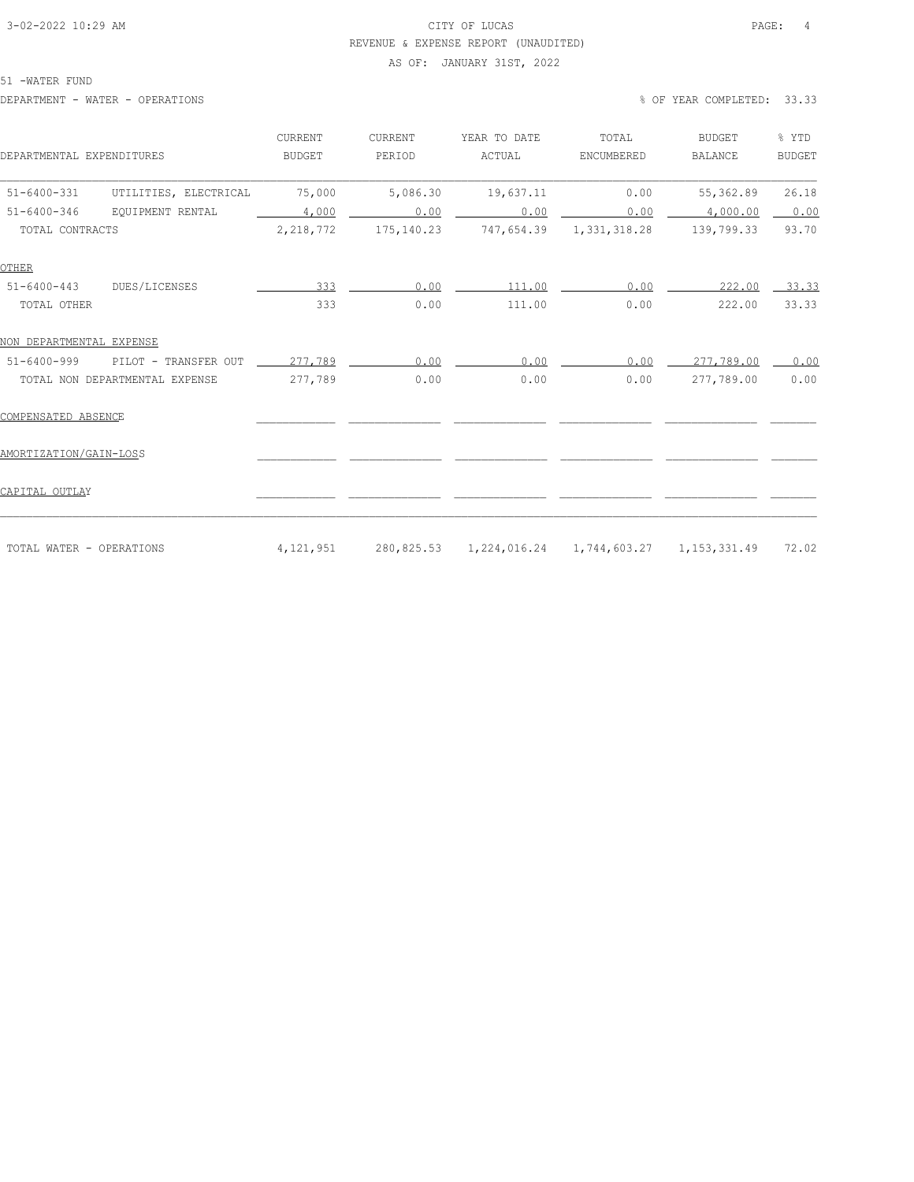CITY OF LUCAS
REVENUE & EXPENSE REPORT (UNAUDITED)
AS OF: JANUARY 31ST, 2022

51 -WATER FUND

DEPARTMENT - WATER - OPERATIONS

% OF YEAR COMPLETED: 33.33

| DEPARTMENTAL EXPENDITURES | | CURRENT BUDGET | CURRENT PERIOD | YEAR TO DATE ACTUAL | TOTAL ENCUMBERED | BUDGET BALANCE | % YTD BUDGET |
|---|---|---|---|---|---|---|---|
| 51-6400-331 | UTILITIES, ELECTRICAL | 75,000 | 5,086.30 | 19,637.11 | 0.00 | 55,362.89 | 26.18 |
| 51-6400-346 | EQUIPMENT RENTAL | 4,000 | 0.00 | 0.00 | 0.00 | 4,000.00 | 0.00 |
| TOTAL CONTRACTS | | 2,218,772 | 175,140.23 | 747,654.39 | 1,331,318.28 | 139,799.33 | 93.70 |
| OTHER | | | | | | | |
| 51-6400-443 | DUES/LICENSES | 333 | 0.00 | 111.00 | 0.00 | 222.00 | 33.33 |
| TOTAL OTHER | | 333 | 0.00 | 111.00 | 0.00 | 222.00 | 33.33 |
| NON DEPARTMENTAL EXPENSE | | | | | | | |
| 51-6400-999 | PILOT - TRANSFER OUT | 277,789 | 0.00 | 0.00 | 0.00 | 277,789.00 | 0.00 |
| TOTAL NON DEPARTMENTAL EXPENSE | | 277,789 | 0.00 | 0.00 | 0.00 | 277,789.00 | 0.00 |
| COMPENSATED ABSENCE | | | | | | | |
| AMORTIZATION/GAIN-LOSS | | | | | | | |
| CAPITAL OUTLAY | | | | | | | |
| TOTAL WATER - OPERATIONS | | 4,121,951 | 280,825.53 | 1,224,016.24 | 1,744,603.27 | 1,153,331.49 | 72.02 |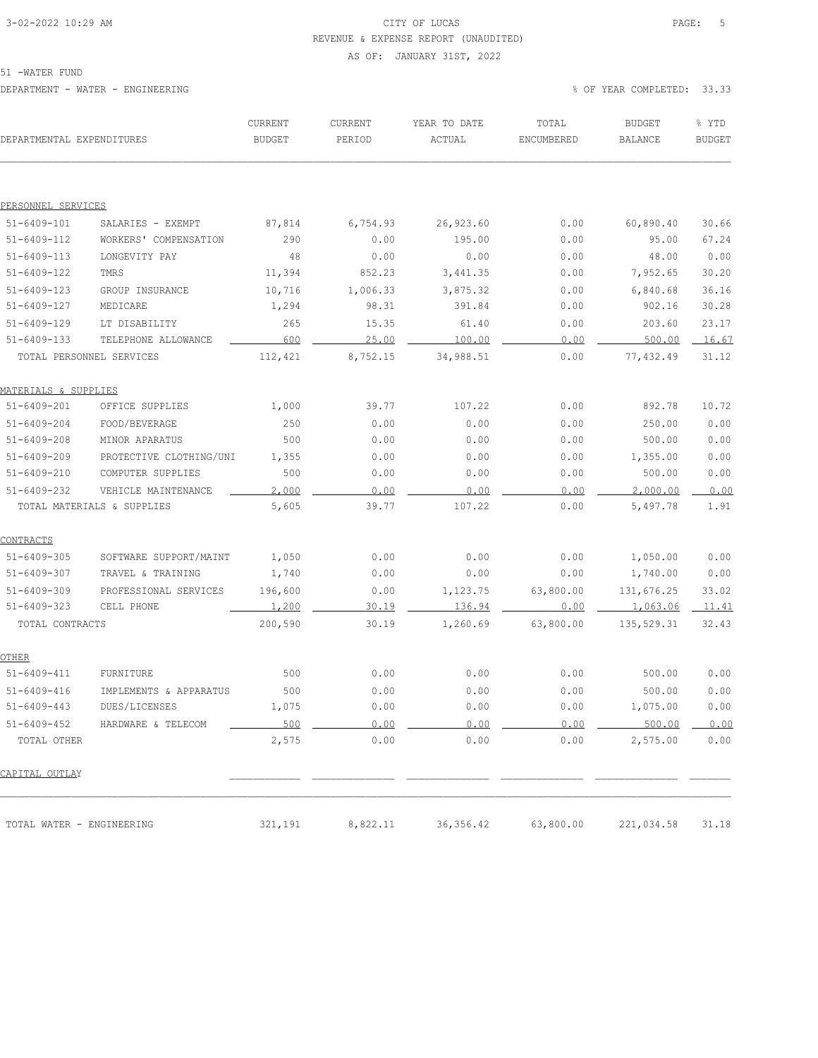CITY OF LUCAS
REVENUE & EXPENSE REPORT (UNAUDITED)
AS OF: JANUARY 31ST, 2022

51 -WATER FUND

DEPARTMENT - WATER - ENGINEERING

% OF YEAR COMPLETED: 33.33

| DEPARTMENTAL EXPENDITURES | | CURRENT BUDGET | CURRENT PERIOD | YEAR TO DATE ACTUAL | TOTAL ENCUMBERED | BUDGET BALANCE | % YTD BUDGET |
|---|---|---|---|---|---|---|---|
| PERSONNEL SERVICES | | | | | | | |
| 51-6409-101 | SALARIES - EXEMPT | 87,814 | 6,754.93 | 26,923.60 | 0.00 | 60,890.40 | 30.66 |
| 51-6409-112 | WORKERS' COMPENSATION | 290 | 0.00 | 195.00 | 0.00 | 95.00 | 67.24 |
| 51-6409-113 | LONGEVITY PAY | 48 | 0.00 | 0.00 | 0.00 | 48.00 | 0.00 |
| 51-6409-122 | TMRS | 11,394 | 852.23 | 3,441.35 | 0.00 | 7,952.65 | 30.20 |
| 51-6409-123 | GROUP INSURANCE | 10,716 | 1,006.33 | 3,875.32 | 0.00 | 6,840.68 | 36.16 |
| 51-6409-127 | MEDICARE | 1,294 | 98.31 | 391.84 | 0.00 | 902.16 | 30.28 |
| 51-6409-129 | LT DISABILITY | 265 | 15.35 | 61.40 | 0.00 | 203.60 | 23.17 |
| 51-6409-133 | TELEPHONE ALLOWANCE | 600 | 25.00 | 100.00 | 0.00 | 500.00 | 16.67 |
| TOTAL PERSONNEL SERVICES | | 112,421 | 8,752.15 | 34,988.51 | 0.00 | 77,432.49 | 31.12 |
| MATERIALS & SUPPLIES | | | | | | | |
| 51-6409-201 | OFFICE SUPPLIES | 1,000 | 39.77 | 107.22 | 0.00 | 892.78 | 10.72 |
| 51-6409-204 | FOOD/BEVERAGE | 250 | 0.00 | 0.00 | 0.00 | 250.00 | 0.00 |
| 51-6409-208 | MINOR APARATUS | 500 | 0.00 | 0.00 | 0.00 | 500.00 | 0.00 |
| 51-6409-209 | PROTECTIVE CLOTHING/UNI | 1,355 | 0.00 | 0.00 | 0.00 | 1,355.00 | 0.00 |
| 51-6409-210 | COMPUTER SUPPLIES | 500 | 0.00 | 0.00 | 0.00 | 500.00 | 0.00 |
| 51-6409-232 | VEHICLE MAINTENANCE | 2,000 | 0.00 | 0.00 | 0.00 | 2,000.00 | 0.00 |
| TOTAL MATERIALS & SUPPLIES | | 5,605 | 39.77 | 107.22 | 0.00 | 5,497.78 | 1.91 |
| CONTRACTS | | | | | | | |
| 51-6409-305 | SOFTWARE SUPPORT/MAINT | 1,050 | 0.00 | 0.00 | 0.00 | 1,050.00 | 0.00 |
| 51-6409-307 | TRAVEL & TRAINING | 1,740 | 0.00 | 0.00 | 0.00 | 1,740.00 | 0.00 |
| 51-6409-309 | PROFESSIONAL SERVICES | 196,600 | 0.00 | 1,123.75 | 63,800.00 | 131,676.25 | 33.02 |
| 51-6409-323 | CELL PHONE | 1,200 | 30.19 | 136.94 | 0.00 | 1,063.06 | 11.41 |
| TOTAL CONTRACTS | | 200,590 | 30.19 | 1,260.69 | 63,800.00 | 135,529.31 | 32.43 |
| OTHER | | | | | | | |
| 51-6409-411 | FURNITURE | 500 | 0.00 | 0.00 | 0.00 | 500.00 | 0.00 |
| 51-6409-416 | IMPLEMENTS & APPARATUS | 500 | 0.00 | 0.00 | 0.00 | 500.00 | 0.00 |
| 51-6409-443 | DUES/LICENSES | 1,075 | 0.00 | 0.00 | 0.00 | 1,075.00 | 0.00 |
| 51-6409-452 | HARDWARE & TELECOM | 500 | 0.00 | 0.00 | 0.00 | 500.00 | 0.00 |
| TOTAL OTHER | | 2,575 | 0.00 | 0.00 | 0.00 | 2,575.00 | 0.00 |
| CAPITAL OUTLAY | | | | | | | |
| TOTAL WATER - ENGINEERING | | 321,191 | 8,822.11 | 36,356.42 | 63,800.00 | 221,034.58 | 31.18 |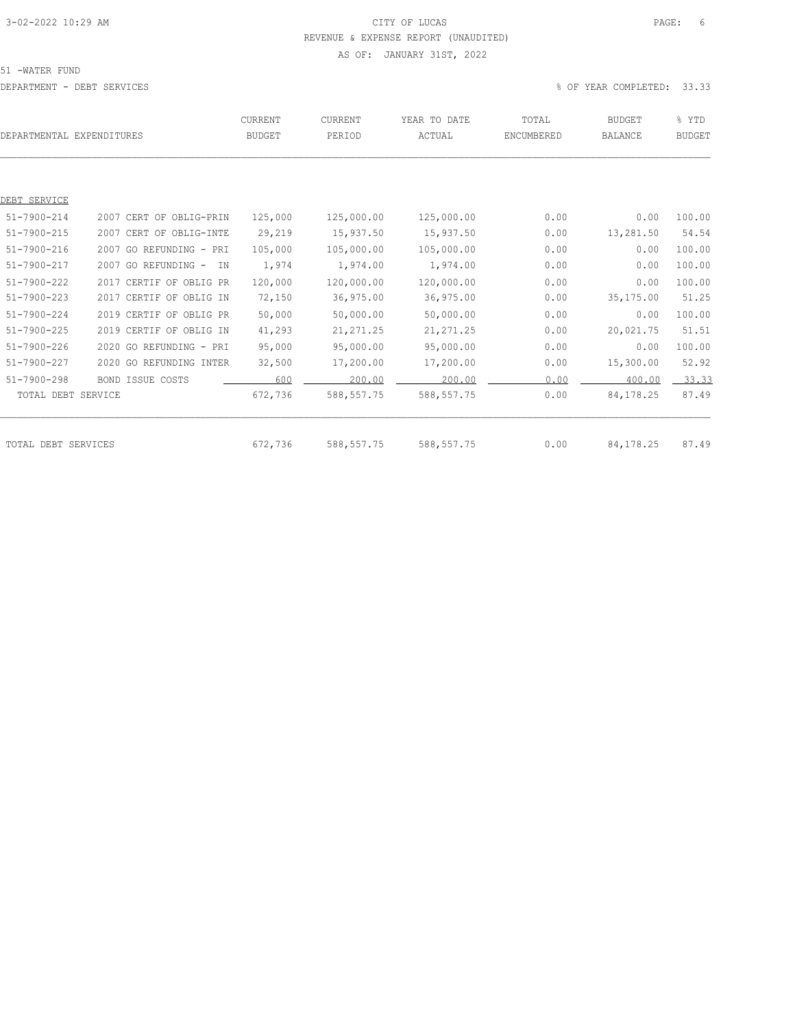CITY OF LUCAS
REVENUE & EXPENSE REPORT (UNAUDITED)
AS OF: JANUARY 31ST, 2022

51 -WATER FUND

DEPARTMENT - DEBT SERVICES

% OF YEAR COMPLETED: 33.33

| DEPARTMENTAL EXPENDITURES | | CURRENT BUDGET | CURRENT PERIOD | YEAR TO DATE ACTUAL | TOTAL ENCUMBERED | BUDGET BALANCE | % YTD BUDGET |
|---|---|---|---|---|---|---|---|
| DEBT SERVICE | | | | | | | |
| 51-7900-214 | 2007 CERT OF OBLIG-PRIN | 125,000 | 125,000.00 | 125,000.00 | 0.00 | 0.00 | 100.00 |
| 51-7900-215 | 2007 CERT OF OBLIG-INTE | 29,219 | 15,937.50 | 15,937.50 | 0.00 | 13,281.50 | 54.54 |
| 51-7900-216 | 2007 GO REFUNDING - PRI | 105,000 | 105,000.00 | 105,000.00 | 0.00 | 0.00 | 100.00 |
| 51-7900-217 | 2007 GO REFUNDING - IN | 1,974 | 1,974.00 | 1,974.00 | 0.00 | 0.00 | 100.00 |
| 51-7900-222 | 2017 CERTIF OF OBLIG PR | 120,000 | 120,000.00 | 120,000.00 | 0.00 | 0.00 | 100.00 |
| 51-7900-223 | 2017 CERTIF OF OBLIG IN | 72,150 | 36,975.00 | 36,975.00 | 0.00 | 35,175.00 | 51.25 |
| 51-7900-224 | 2019 CERTIF OF OBLIG PR | 50,000 | 50,000.00 | 50,000.00 | 0.00 | 0.00 | 100.00 |
| 51-7900-225 | 2019 CERTIF OF OBLIG IN | 41,293 | 21,271.25 | 21,271.25 | 0.00 | 20,021.75 | 51.51 |
| 51-7900-226 | 2020 GO REFUNDING - PRI | 95,000 | 95,000.00 | 95,000.00 | 0.00 | 0.00 | 100.00 |
| 51-7900-227 | 2020 GO REFUNDING INTER | 32,500 | 17,200.00 | 17,200.00 | 0.00 | 15,300.00 | 52.92 |
| 51-7900-298 | BOND ISSUE COSTS | 600 | 200.00 | 200.00 | 0.00 | 400.00 | 33.33 |
| TOTAL DEBT SERVICE | | 672,736 | 588,557.75 | 588,557.75 | 0.00 | 84,178.25 | 87.49 |
| TOTAL DEBT SERVICES | | 672,736 | 588,557.75 | 588,557.75 | 0.00 | 84,178.25 | 87.49 |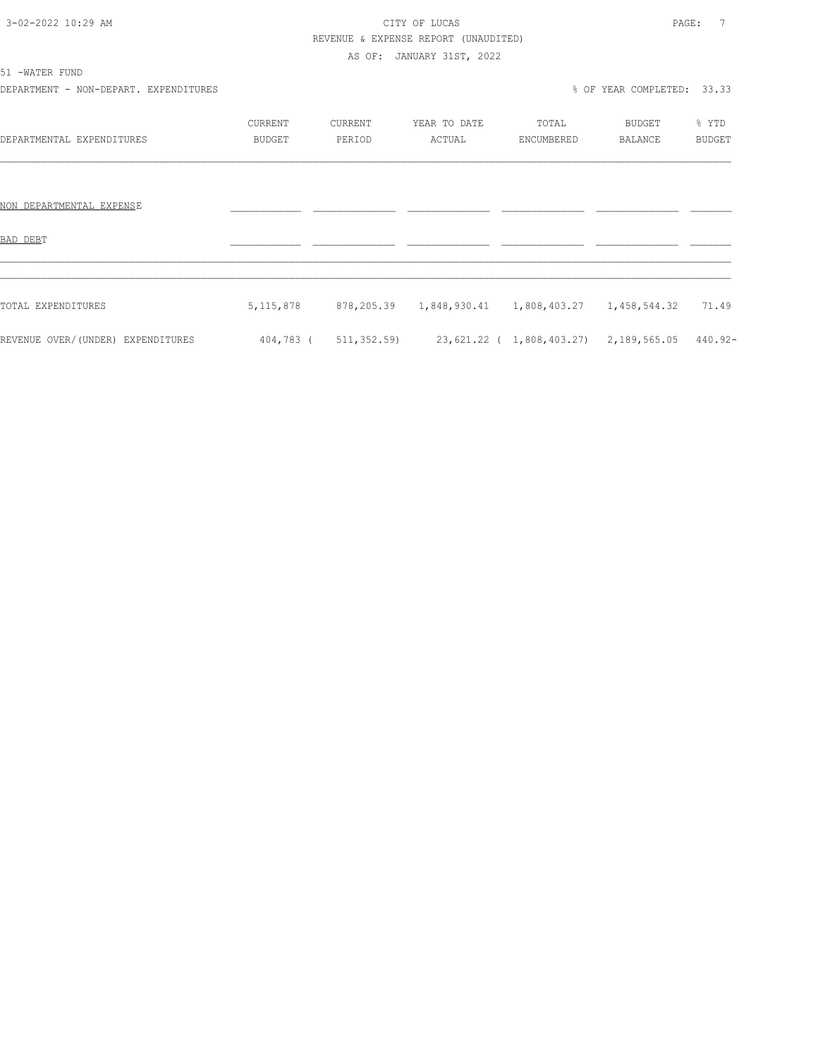CITY OF LUCAS

REVENUE & EXPENSE REPORT (UNAUDITED)

AS OF: JANUARY 31ST, 2022

51 -WATER FUND

DEPARTMENT - NON-DEPART. EXPENDITURES

% OF YEAR COMPLETED: 33.33

| DEPARTMENTAL EXPENDITURES | CURRENT BUDGET | CURRENT PERIOD | YEAR TO DATE ACTUAL | TOTAL ENCUMBERED | BUDGET BALANCE | % YTD BUDGET |
|---|---|---|---|---|---|---|
| NON DEPARTMENTAL EXPENSE | | | | | | |
| BAD DEBT | | | | | | |
| TOTAL EXPENDITURES | 5,115,878 | 878,205.39 | 1,848,930.41 | 1,808,403.27 | 1,458,544.32 | 71.49 |
| REVENUE OVER/(UNDER) EXPENDITURES | 404,783 | ( 511,352.59) | 23,621.22 | ( 1,808,403.27) | 2,189,565.05 | 440.92- |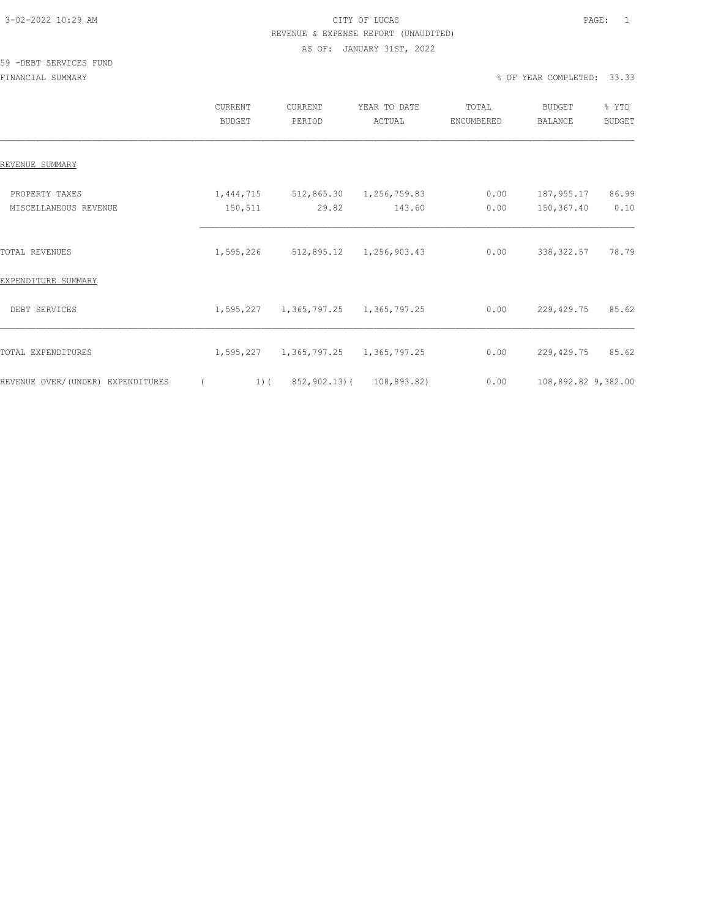CITY OF LUCAS

REVENUE & EXPENSE REPORT (UNAUDITED)

AS OF: JANUARY 31ST, 2022

59 -DEBT SERVICES FUND

FINANCIAL SUMMARY

% OF YEAR COMPLETED: 33.33

| | CURRENT BUDGET | CURRENT PERIOD | YEAR TO DATE ACTUAL | TOTAL ENCUMBERED | BUDGET BALANCE | % YTD BUDGET |
|---|---|---|---|---|---|---|
| REVENUE SUMMARY | | | | | | |
| PROPERTY TAXES | 1,444,715 | 512,865.30 | 1,256,759.83 | 0.00 | 187,955.17 | 86.99 |
| MISCELLANEOUS REVENUE | 150,511 | 29.82 | 143.60 | 0.00 | 150,367.40 | 0.10 |
| TOTAL REVENUES | 1,595,226 | 512,895.12 | 1,256,903.43 | 0.00 | 338,322.57 | 78.79 |
| EXPENDITURE SUMMARY | | | | | | |
| DEBT SERVICES | 1,595,227 | 1,365,797.25 | 1,365,797.25 | 0.00 | 229,429.75 | 85.62 |
| TOTAL EXPENDITURES | 1,595,227 | 1,365,797.25 | 1,365,797.25 | 0.00 | 229,429.75 | 85.62 |
| REVENUE OVER/(UNDER) EXPENDITURES | ( 1) | ( 852,902.13) | ( 108,893.82) | 0.00 | 108,892.82 | 9,382.00 |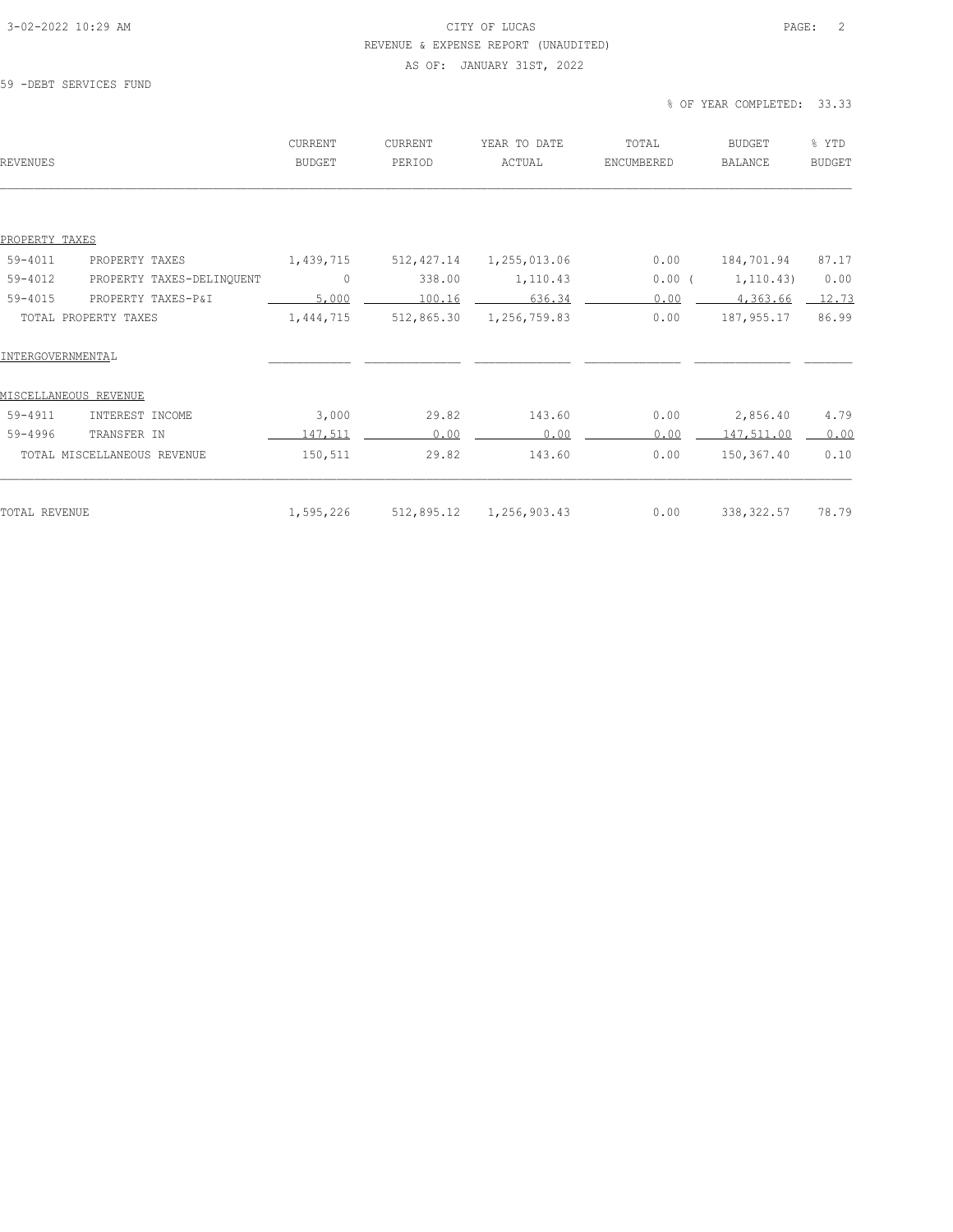59 -DEBT SERVICES FUND

% OF YEAR COMPLETED: 33.33

| REVENUES | | CURRENT BUDGET | CURRENT PERIOD | YEAR TO DATE ACTUAL | TOTAL ENCUMBERED | BUDGET BALANCE | % YTD BUDGET |
|---|---|---|---|---|---|---|---|
| PROPERTY TAXES | | | | | | | |
| 59-4011 | PROPERTY TAXES | 1,439,715 | 512,427.14 | 1,255,013.06 | 0.00 | 184,701.94 | 87.17 |
| 59-4012 | PROPERTY TAXES-DELINQUENT | 0 | 338.00 | 1,110.43 | 0.00 | ( 1,110.43) | 0.00 |
| 59-4015 | PROPERTY TAXES-P&I | 5,000 | 100.16 | 636.34 | 0.00 | 4,363.66 | 12.73 |
| TOTAL PROPERTY TAXES | | 1,444,715 | 512,865.30 | 1,256,759.83 | 0.00 | 187,955.17 | 86.99 |
| INTERGOVERNMENTAL | | | | | | | |
| MISCELLANEOUS REVENUE | | | | | | | |
| 59-4911 | INTEREST INCOME | 3,000 | 29.82 | 143.60 | 0.00 | 2,856.40 | 4.79 |
| 59-4996 | TRANSFER IN | 147,511 | 0.00 | 0.00 | 0.00 | 147,511.00 | 0.00 |
| TOTAL MISCELLANEOUS REVENUE | | 150,511 | 29.82 | 143.60 | 0.00 | 150,367.40 | 0.10 |
| TOTAL REVENUE | | 1,595,226 | 512,895.12 | 1,256,903.43 | 0.00 | 338,322.57 | 78.79 |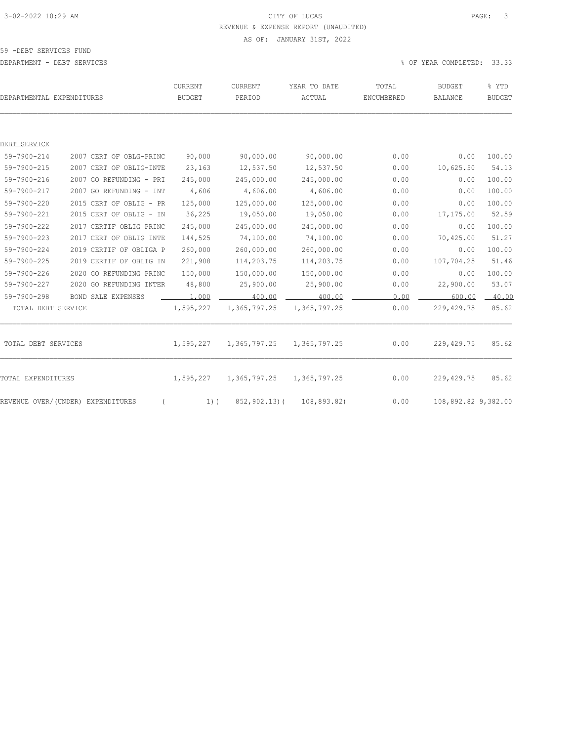CITY OF LUCAS

REVENUE & EXPENSE REPORT (UNAUDITED)

AS OF: JANUARY 31ST, 2022

59 -DEBT SERVICES FUND

DEPARTMENT - DEBT SERVICES

% OF YEAR COMPLETED: 33.33

| DEPARTMENTAL EXPENDITURES | | CURRENT BUDGET | CURRENT PERIOD | YEAR TO DATE ACTUAL | TOTAL ENCUMBERED | BUDGET BALANCE | % YTD BUDGET |
|---|---|---|---|---|---|---|---|
| DEBT SERVICE | | | | | | | |
| 59-7900-214 | 2007 CERT OF OBLG-PRINC | 90,000 | 90,000.00 | 90,000.00 | 0.00 | 0.00 | 100.00 |
| 59-7900-215 | 2007 CERT OF OBLIG-INTE | 23,163 | 12,537.50 | 12,537.50 | 0.00 | 10,625.50 | 54.13 |
| 59-7900-216 | 2007 GO REFUNDING - PRI | 245,000 | 245,000.00 | 245,000.00 | 0.00 | 0.00 | 100.00 |
| 59-7900-217 | 2007 GO REFUNDING - INT | 4,606 | 4,606.00 | 4,606.00 | 0.00 | 0.00 | 100.00 |
| 59-7900-220 | 2015 CERT OF OBLIG - PR | 125,000 | 125,000.00 | 125,000.00 | 0.00 | 0.00 | 100.00 |
| 59-7900-221 | 2015 CERT OF OBLIG - IN | 36,225 | 19,050.00 | 19,050.00 | 0.00 | 17,175.00 | 52.59 |
| 59-7900-222 | 2017 CERTIF OBLIG PRINC | 245,000 | 245,000.00 | 245,000.00 | 0.00 | 0.00 | 100.00 |
| 59-7900-223 | 2017 CERT OF OBLIG INTE | 144,525 | 74,100.00 | 74,100.00 | 0.00 | 70,425.00 | 51.27 |
| 59-7900-224 | 2019 CERTIF OF OBLIGA P | 260,000 | 260,000.00 | 260,000.00 | 0.00 | 0.00 | 100.00 |
| 59-7900-225 | 2019 CERTIF OF OBLIG IN | 221,908 | 114,203.75 | 114,203.75 | 0.00 | 107,704.25 | 51.46 |
| 59-7900-226 | 2020 GO REFUNDING PRINC | 150,000 | 150,000.00 | 150,000.00 | 0.00 | 0.00 | 100.00 |
| 59-7900-227 | 2020 GO REFUNDING INTER | 48,800 | 25,900.00 | 25,900.00 | 0.00 | 22,900.00 | 53.07 |
| 59-7900-298 | BOND SALE EXPENSES | 1,000 | 400.00 | 400.00 | 0.00 | 600.00 | 40.00 |
| TOTAL DEBT SERVICE | | 1,595,227 | 1,365,797.25 | 1,365,797.25 | 0.00 | 229,429.75 | 85.62 |
| TOTAL DEBT SERVICES | | 1,595,227 | 1,365,797.25 | 1,365,797.25 | 0.00 | 229,429.75 | 85.62 |
| TOTAL EXPENDITURES | | 1,595,227 | 1,365,797.25 | 1,365,797.25 | 0.00 | 229,429.75 | 85.62 |
| REVENUE OVER/(UNDER) EXPENDITURES | | ( 1) | ( 852,902.13) | ( 108,893.82) | 0.00 | 108,892.82 | 9,382.00 |